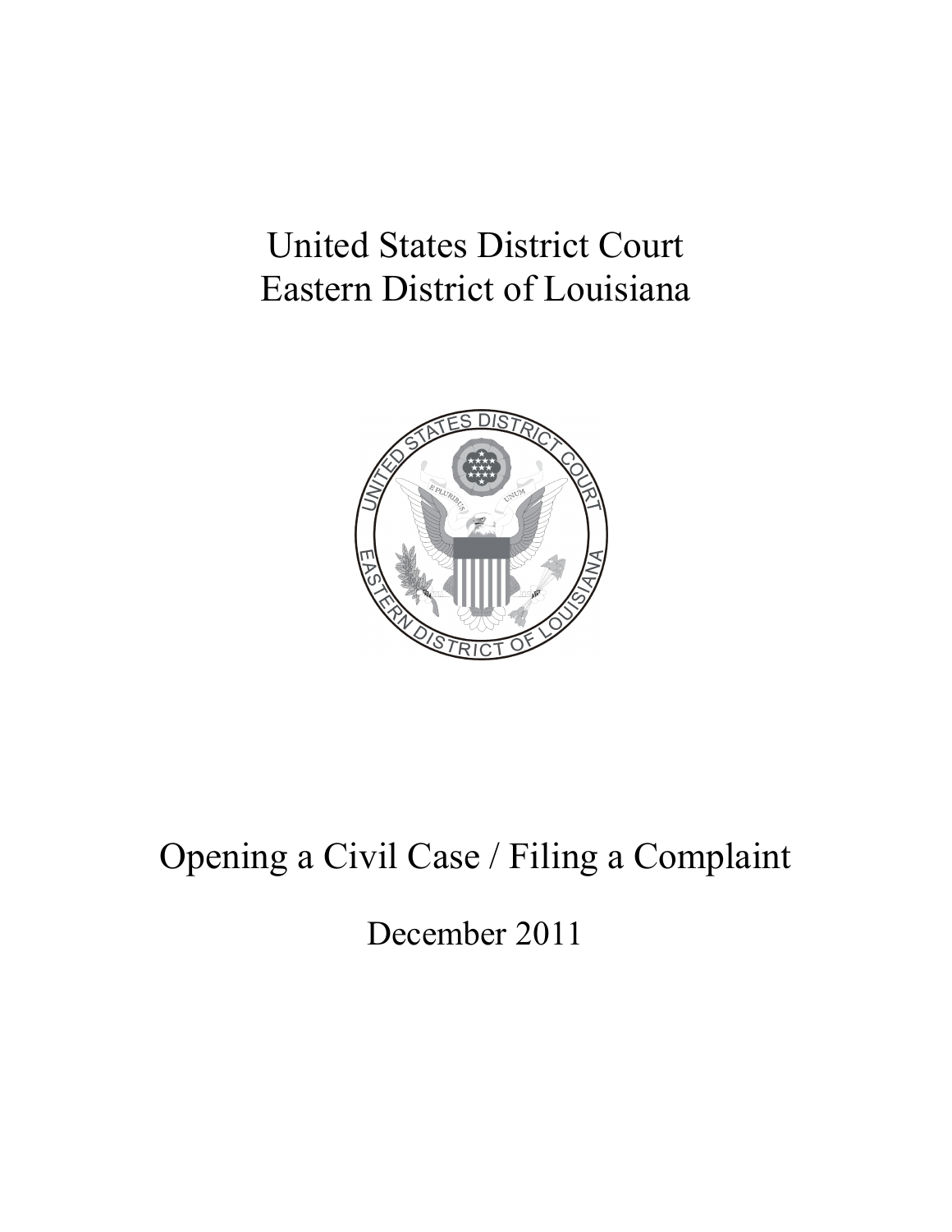# United States District Court
# Eastern District of Louisiana

# Opening a Civil Case / Filing a Complaint

December 2011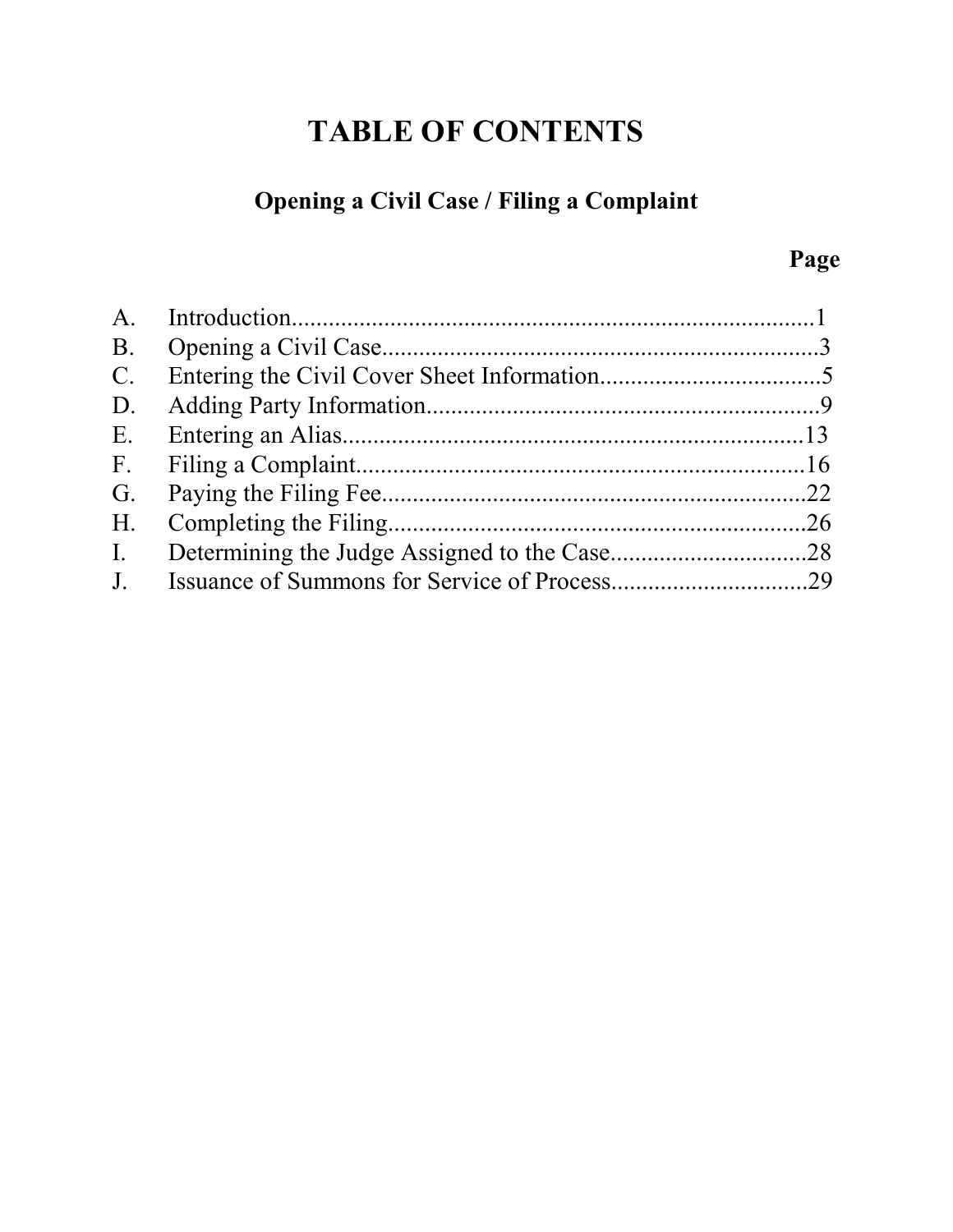# TABLE OF CONTENTS

## Opening a Civil Case / Filing a Complaint

| | | Page |
|---|---|---|
| A. | Introduction | 1 |
| B. | Opening a Civil Case | 3 |
| C. | Entering the Civil Cover Sheet Information | 5 |
| D. | Adding Party Information | 9 |
| E. | Entering an Alias | 13 |
| F. | Filing a Complaint | 16 |
| G. | Paying the Filing Fee | 22 |
| H. | Completing the Filing | 26 |
| I. | Determining the Judge Assigned to the Case | 28 |
| J. | Issuance of Summons for Service of Process | 29 |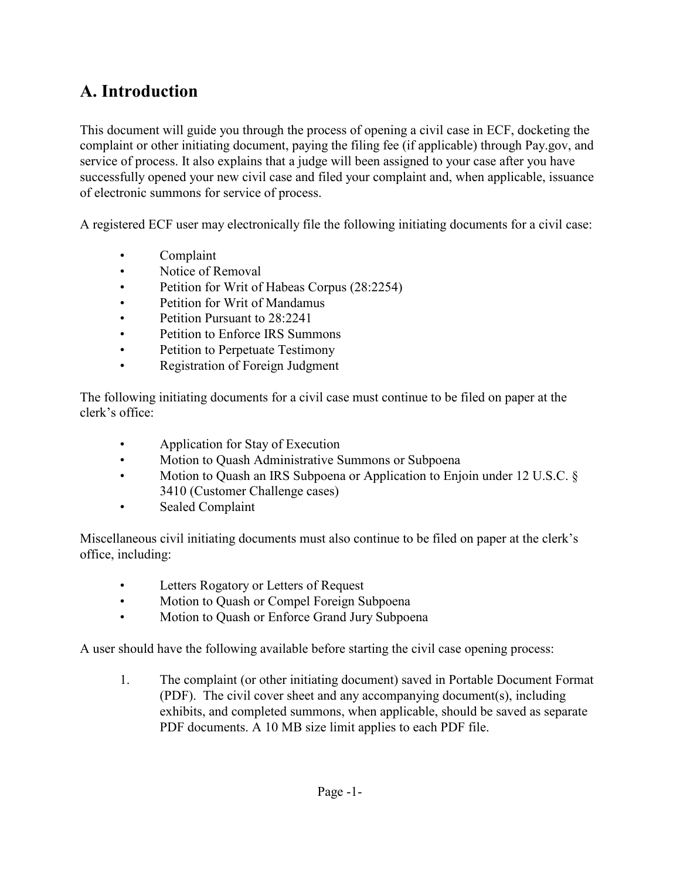## A. Introduction

This document will guide you through the process of opening a civil case in ECF, docketing the complaint or other initiating document, paying the filing fee (if applicable) through Pay.gov, and service of process. It also explains that a judge will been assigned to your case after you have successfully opened your new civil case and filed your complaint and, when applicable, issuance of electronic summons for service of process.

A registered ECF user may electronically file the following initiating documents for a civil case:

- Complaint
- Notice of Removal
- Petition for Writ of Habeas Corpus (28:2254)
- Petition for Writ of Mandamus
- Petition Pursuant to 28:2241
- Petition to Enforce IRS Summons
- Petition to Perpetuate Testimony
- Registration of Foreign Judgment

The following initiating documents for a civil case must continue to be filed on paper at the clerk's office:

- Application for Stay of Execution
- Motion to Quash Administrative Summons or Subpoena
- Motion to Quash an IRS Subpoena or Application to Enjoin under 12 U.S.C. § 3410 (Customer Challenge cases)
- Sealed Complaint

Miscellaneous civil initiating documents must also continue to be filed on paper at the clerk's office, including:

- Letters Rogatory or Letters of Request
- Motion to Quash or Compel Foreign Subpoena
- Motion to Quash or Enforce Grand Jury Subpoena

A user should have the following available before starting the civil case opening process:

1. The complaint (or other initiating document) saved in Portable Document Format (PDF). The civil cover sheet and any accompanying document(s), including exhibits, and completed summons, when applicable, should be saved as separate PDF documents. A 10 MB size limit applies to each PDF file.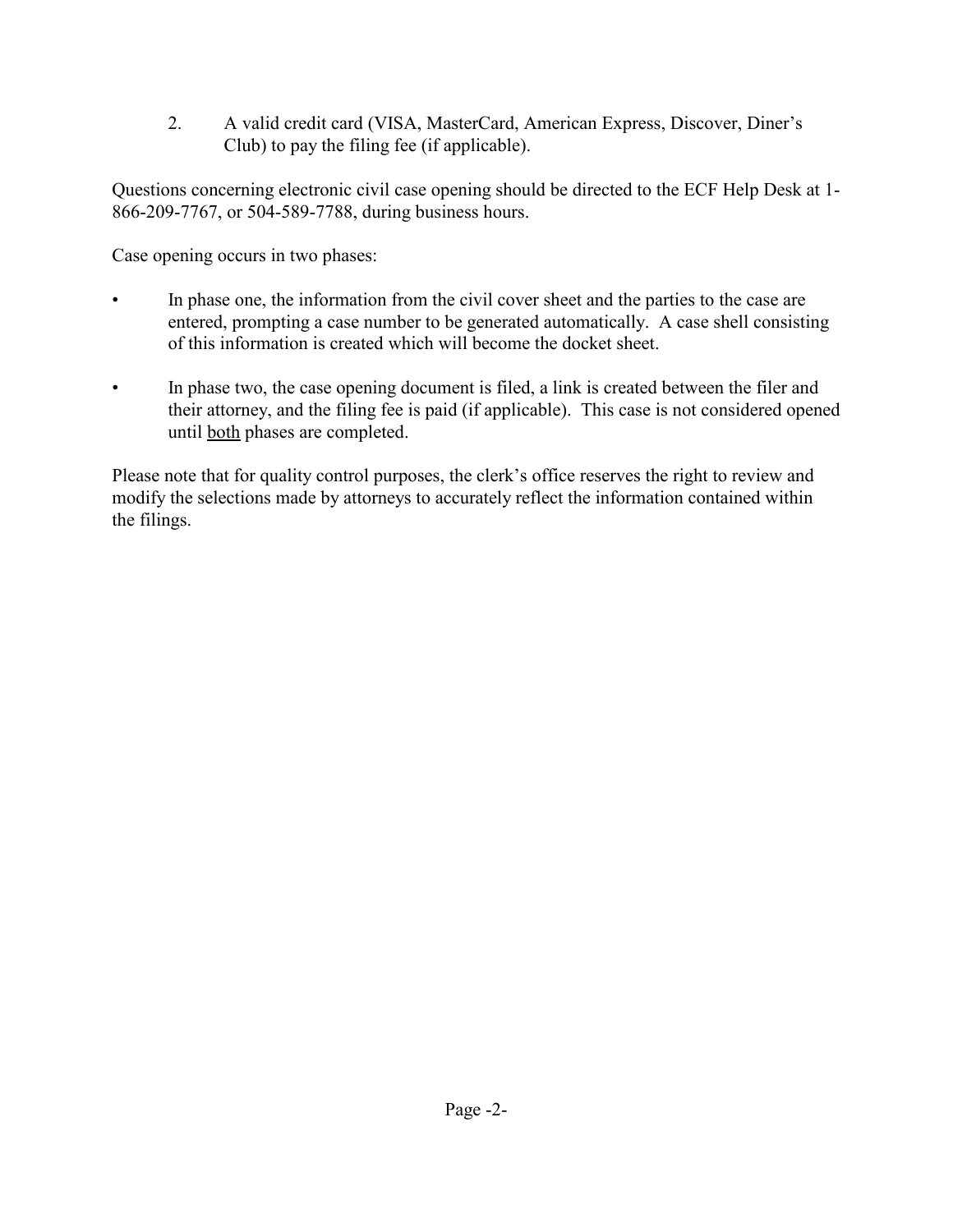2. A valid credit card (VISA, MasterCard, American Express, Discover, Diner's Club) to pay the filing fee (if applicable).

Questions concerning electronic civil case opening should be directed to the ECF Help Desk at 1-866-209-7767, or 504-589-7788, during business hours.

Case opening occurs in two phases:

- In phase one, the information from the civil cover sheet and the parties to the case are entered, prompting a case number to be generated automatically. A case shell consisting of this information is created which will become the docket sheet.

- In phase two, the case opening document is filed, a link is created between the filer and their attorney, and the filing fee is paid (if applicable). This case is not considered opened until both phases are completed.

Please note that for quality control purposes, the clerk's office reserves the right to review and modify the selections made by attorneys to accurately reflect the information contained within the filings.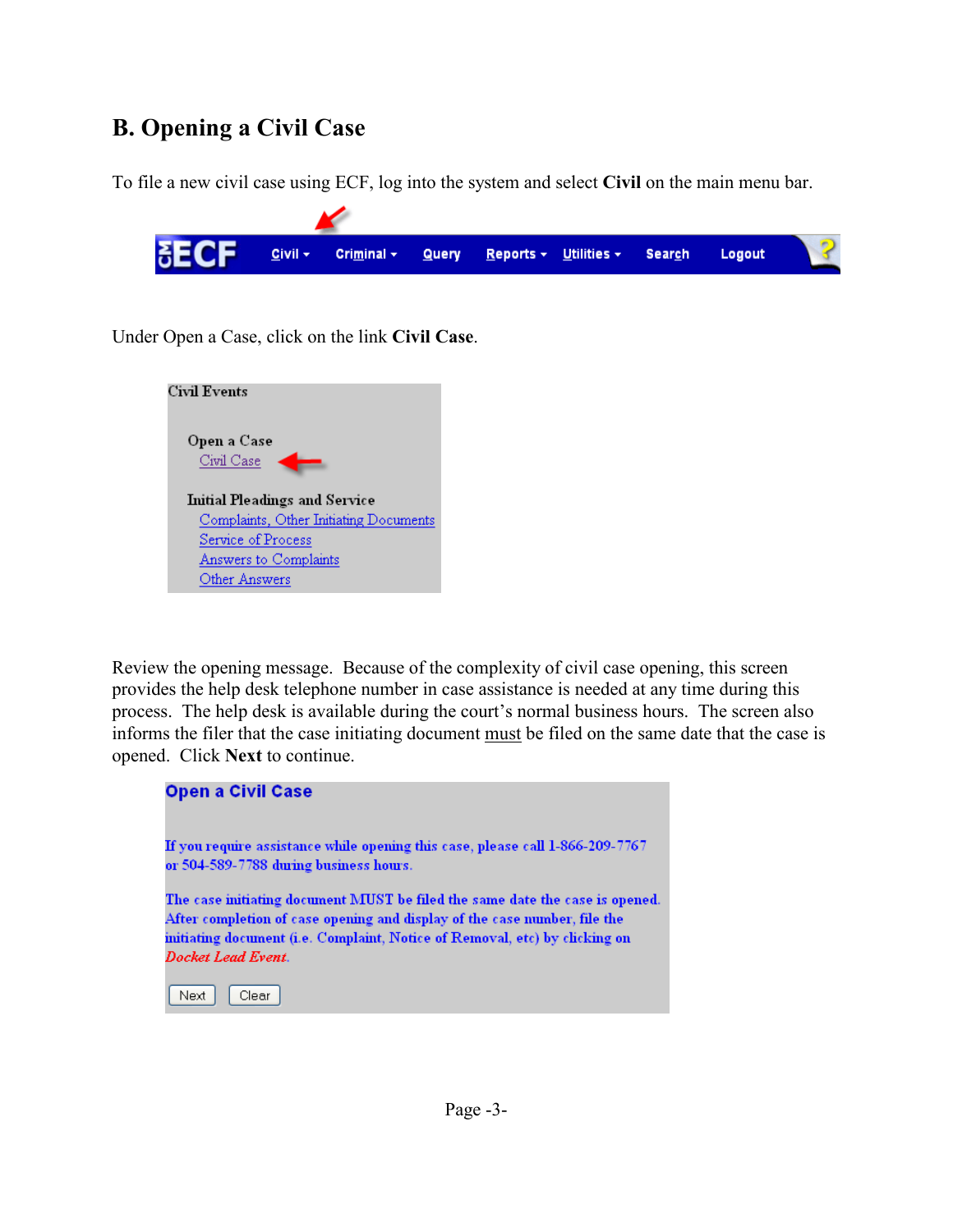## B. Opening a Civil Case

To file a new civil case using ECF, log into the system and select **Civil** on the main menu bar.

Under Open a Case, click on the link **Civil Case**.

Review the opening message. Because of the complexity of civil case opening, this screen provides the help desk telephone number in case assistance is needed at any time during this process. The help desk is available during the court's normal business hours. The screen also informs the filer that the case initiating document must be filed on the same date that the case is opened. Click **Next** to continue.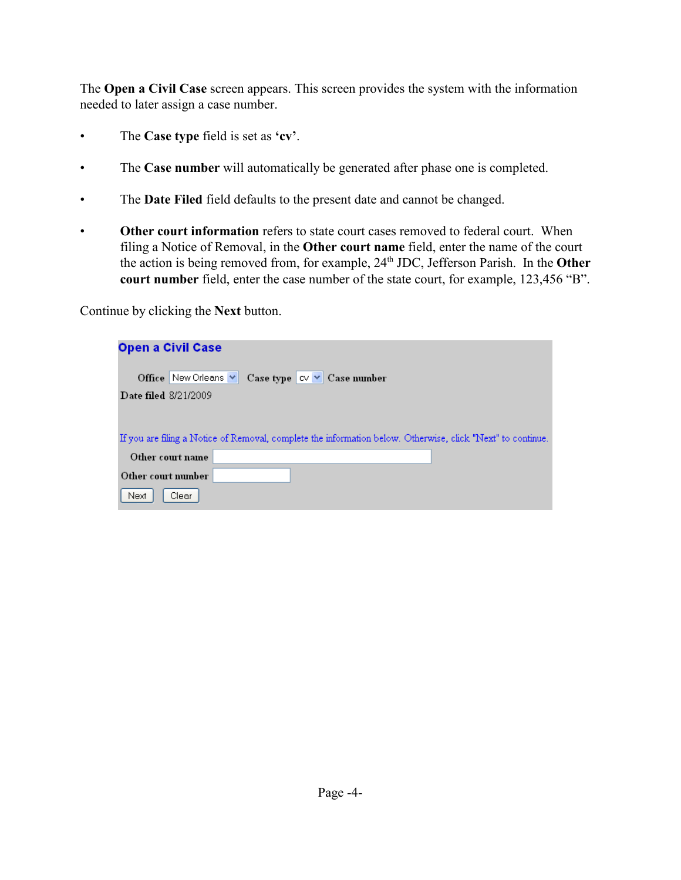The **Open a Civil Case** screen appears. This screen provides the system with the information needed to later assign a case number.

- The **Case type** field is set as **'cv'**.
- The **Case number** will automatically be generated after phase one is completed.
- The **Date Filed** field defaults to the present date and cannot be changed.
- **Other court information** refers to state court cases removed to federal court. When filing a Notice of Removal, in the **Other court name** field, enter the name of the court the action is being removed from, for example, 24th JDC, Jefferson Parish. In the **Other court number** field, enter the case number of the state court, for example, 123,456 "B".

Continue by clicking the **Next** button.

**Open a Civil Case**

Office New Orleans Case type cv Case number

Date filed 8/21/2009

If you are filing a Notice of Removal, complete the information below. Otherwise, click "Next" to continue.

Other court name

Other court number

Next Clear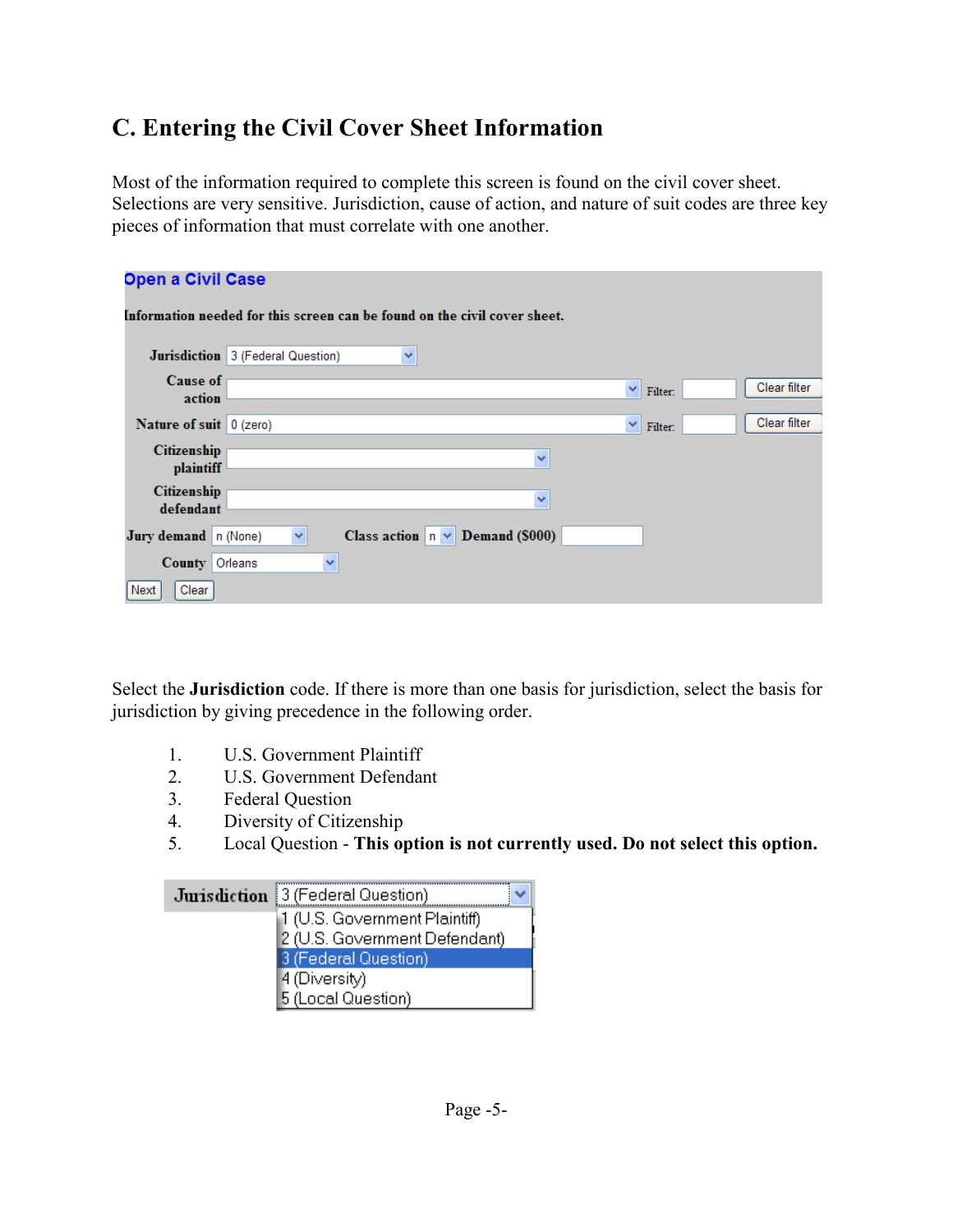## C. Entering the Civil Cover Sheet Information

Most of the information required to complete this screen is found on the civil cover sheet. Selections are very sensitive. Jurisdiction, cause of action, and nature of suit codes are three key pieces of information that must correlate with one another.

**Open a Civil Case**

**Information needed for this screen can be found on the civil cover sheet.**

| | |
|---|---|
| **Jurisdiction** | 3 (Federal Question) |
| **Cause of action** | Filter: Clear filter |
| **Nature of suit** | 0 (zero) Filter: Clear filter |
| **Citizenship plaintiff** | |
| **Citizenship defendant** | |
| **Jury demand** | n (None) **Class action** n **Demand ($000)** |
| **County** | Orleans |

Next Clear

Select the **Jurisdiction** code. If there is more than one basis for jurisdiction, select the basis for jurisdiction by giving precedence in the following order.

1. U.S. Government Plaintiff
2. U.S. Government Defendant
3. Federal Question
4. Diversity of Citizenship
5. Local Question - **This option is not currently used. Do not select this option.**

**Jurisdiction** 3 (Federal Question)

- 1 (U.S. Government Plaintiff)
- 2 (U.S. Government Defendant)
- 3 (Federal Question)
- 4 (Diversity)
- 5 (Local Question)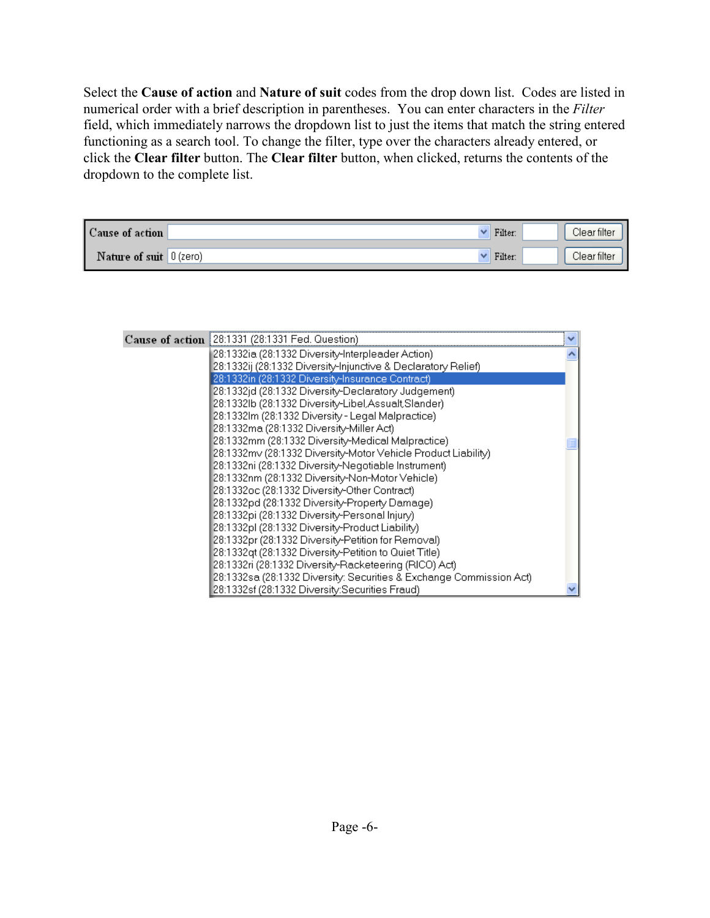Select the **Cause of action** and **Nature of suit** codes from the drop down list. Codes are listed in numerical order with a brief description in parentheses. You can enter characters in the *Filter* field, which immediately narrows the dropdown list to just the items that match the string entered functioning as a search tool. To change the filter, type over the characters already entered, or click the **Clear filter** button. The **Clear filter** button, when clicked, returns the contents of the dropdown to the complete list.

| Cause of action | | Filter: | Clear filter |
|---|---|---|---|
| Nature of suit | 0 (zero) | Filter: | Clear filter |

**Cause of action** 28:1331 (28:1331 Fed. Question)

- 28:1332ia (28:1332 Diversity-Interpleader Action)
- 28:1332ij (28:1332 Diversity-Injunctive & Declaratory Relief)
- 28:1332in (28:1332 Diversity-Insurance Contract)
- 28:1332jd (28:1332 Diversity-Declaratory Judgement)
- 28:1332lb (28:1332 Diversity-Libel,Assualt,Slander)
- 28:1332lm (28:1332 Diversity - Legal Malpractice)
- 28:1332ma (28:1332 Diversity-Miller Act)
- 28:1332mm (28:1332 Diversity-Medical Malpractice)
- 28:1332mv (28:1332 Diversity-Motor Vehicle Product Liability)
- 28:1332ni (28:1332 Diversity-Negotiable Instrument)
- 28:1332nm (28:1332 Diversity-Non-Motor Vehicle)
- 28:1332oc (28:1332 Diversity-Other Contract)
- 28:1332pd (28:1332 Diversity-Property Damage)
- 28:1332pi (28:1332 Diversity-Personal Injury)
- 28:1332pl (28:1332 Diversity-Product Liability)
- 28:1332pr (28:1332 Diversity-Petition for Removal)
- 28:1332qt (28:1332 Diversity-Petition to Quiet Title)
- 28:1332ri (28:1332 Diversity-Racketeering (RICO) Act)
- 28:1332sa (28:1332 Diversity: Securities & Exchange Commission Act)
- 28:1332sf (28:1332 Diversity:Securities Fraud)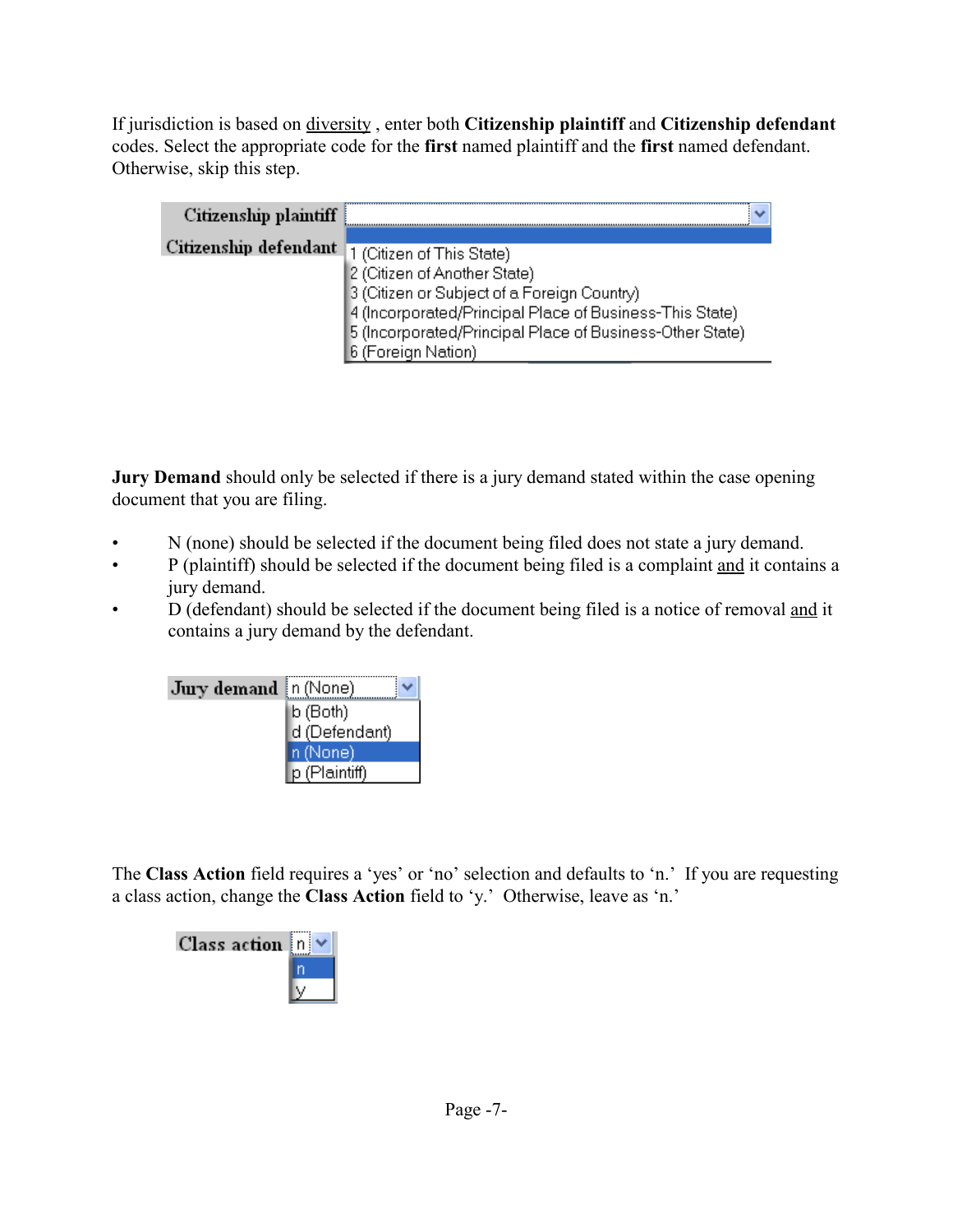If jurisdiction is based on diversity , enter both **Citizenship plaintiff** and **Citizenship defendant** codes. Select the appropriate code for the **first** named plaintiff and the **first** named defendant. Otherwise, skip this step.

**Citizenship plaintiff**
**Citizenship defendant**

1 (Citizen of This State)
2 (Citizen of Another State)
3 (Citizen or Subject of a Foreign Country)
4 (Incorporated/Principal Place of Business-This State)
5 (Incorporated/Principal Place of Business-Other State)
6 (Foreign Nation)

**Jury Demand** should only be selected if there is a jury demand stated within the case opening document that you are filing.

- N (none) should be selected if the document being filed does not state a jury demand.
- P (plaintiff) should be selected if the document being filed is a complaint and it contains a jury demand.
- D (defendant) should be selected if the document being filed is a notice of removal and it contains a jury demand by the defendant.

**Jury demand** n (None)

b (Both)
d (Defendant)
n (None)
p (Plaintiff)

The **Class Action** field requires a 'yes' or 'no' selection and defaults to 'n.' If you are requesting a class action, change the **Class Action** field to 'y.' Otherwise, leave as 'n.'

**Class action** n

n
y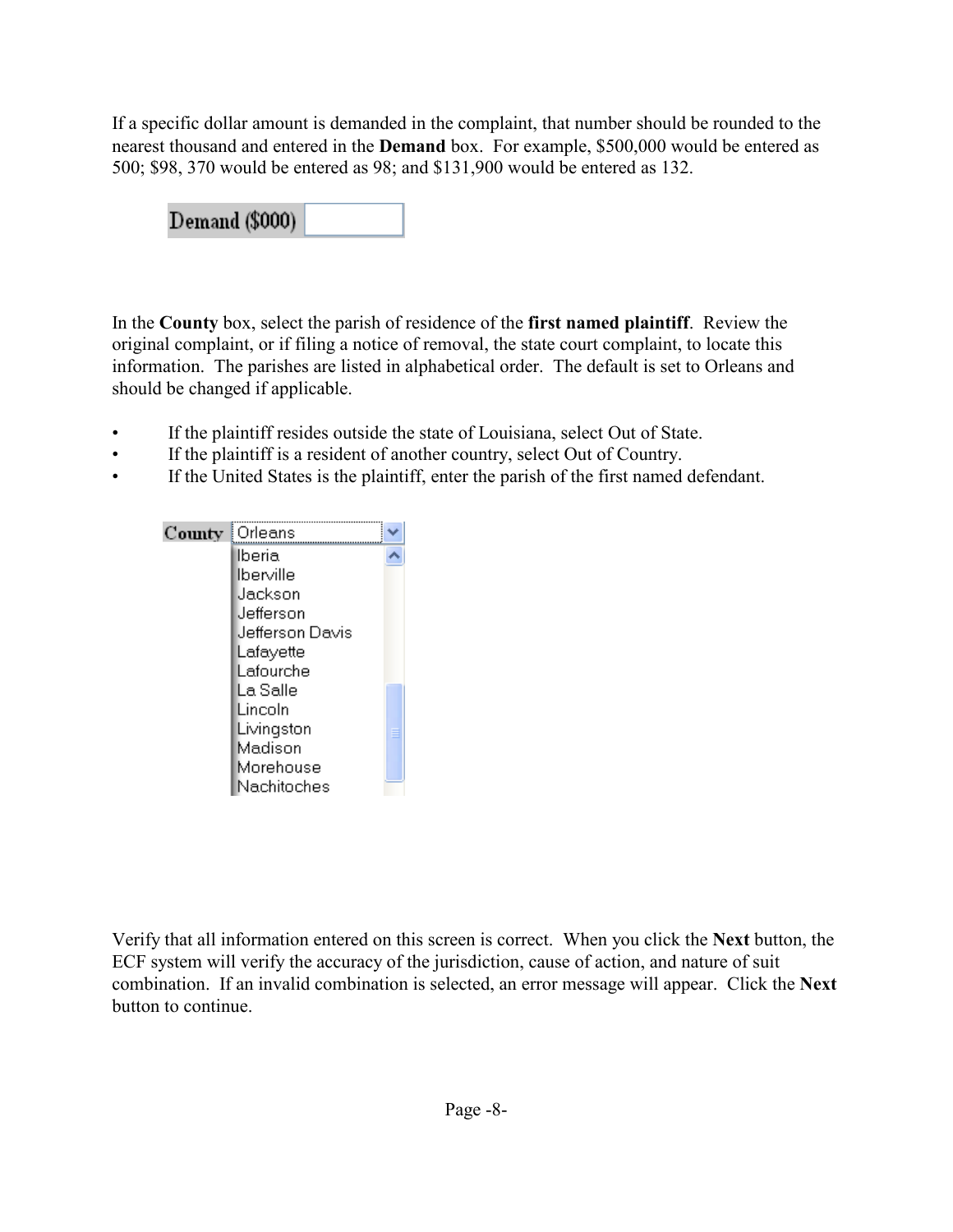If a specific dollar amount is demanded in the complaint, that number should be rounded to the nearest thousand and entered in the **Demand** box. For example, $500,000 would be entered as 500; $98, 370 would be entered as 98; and $131,900 would be entered as 132.

Demand ($000)

In the **County** box, select the parish of residence of the **first named plaintiff**. Review the original complaint, or if filing a notice of removal, the state court complaint, to locate this information. The parishes are listed in alphabetical order. The default is set to Orleans and should be changed if applicable.

- If the plaintiff resides outside the state of Louisiana, select Out of State.
- If the plaintiff is a resident of another country, select Out of Country.
- If the United States is the plaintiff, enter the parish of the first named defendant.

County: Orleans

Iberia
Iberville
Jackson
Jefferson
Jefferson Davis
Lafayette
Lafourche
La Salle
Lincoln
Livingston
Madison
Morehouse
Nachitoches

Verify that all information entered on this screen is correct. When you click the **Next** button, the ECF system will verify the accuracy of the jurisdiction, cause of action, and nature of suit combination. If an invalid combination is selected, an error message will appear. Click the **Next** button to continue.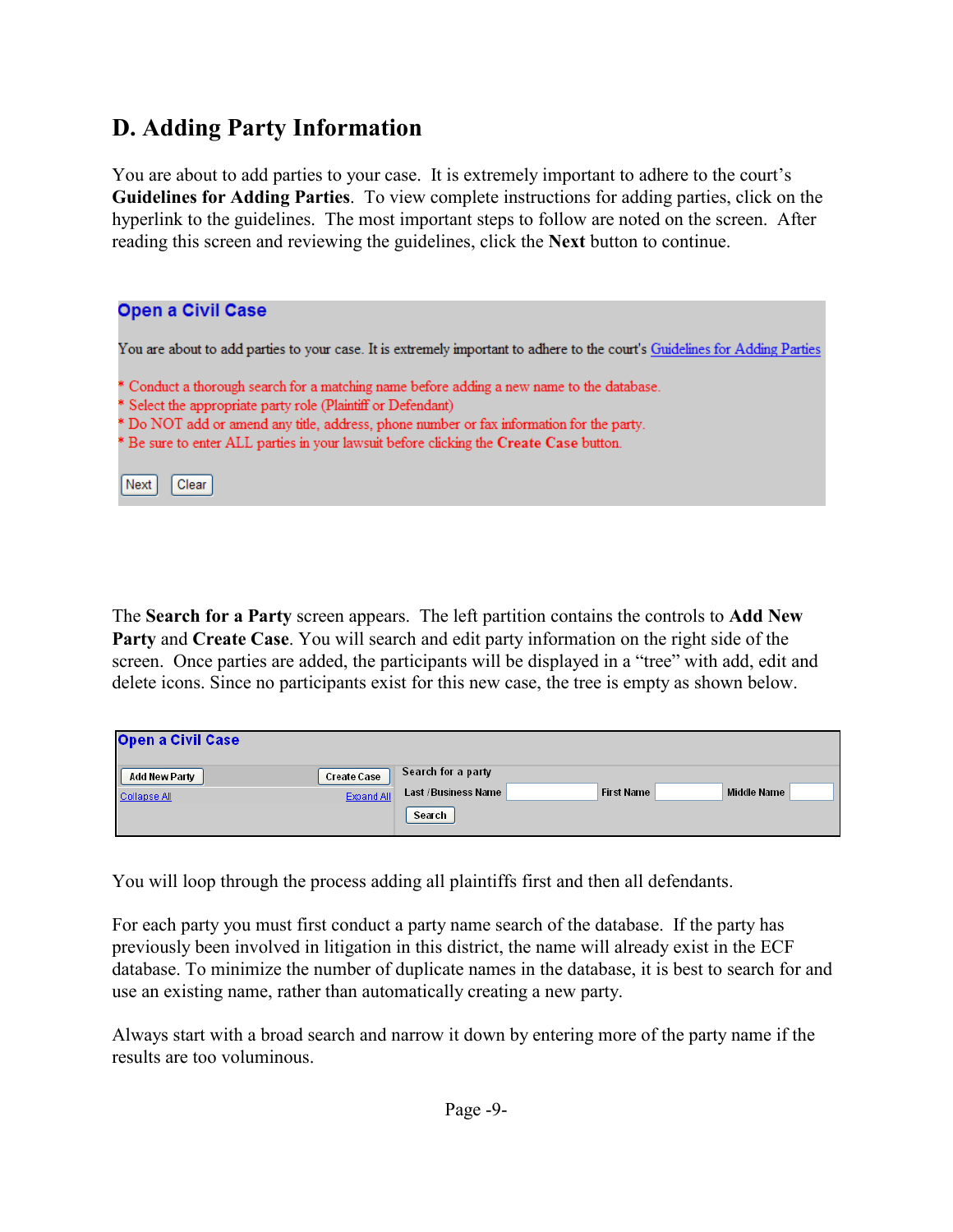## D. Adding Party Information

You are about to add parties to your case. It is extremely important to adhere to the court's **Guidelines for Adding Parties**. To view complete instructions for adding parties, click on the hyperlink to the guidelines. The most important steps to follow are noted on the screen. After reading this screen and reviewing the guidelines, click the **Next** button to continue.

**Open a Civil Case**

You are about to add parties to your case. It is extremely important to adhere to the court's Guidelines for Adding Parties

* Conduct a thorough search for a matching name before adding a new name to the database.
* Select the appropriate party role (Plaintiff or Defendant)
* Do NOT add or amend any title, address, phone number or fax information for the party.
* Be sure to enter ALL parties in your lawsuit before clicking the **Create Case** button.

Next Clear

The **Search for a Party** screen appears. The left partition contains the controls to **Add New Party** and **Create Case**. You will search and edit party information on the right side of the screen. Once parties are added, the participants will be displayed in a "tree" with add, edit and delete icons. Since no participants exist for this new case, the tree is empty as shown below.

**Open a Civil Case**

Add New Party Create Case
Collapse All Expand All

Search for a party
Last / Business Name First Name Middle Name
Search

You will loop through the process adding all plaintiffs first and then all defendants.

For each party you must first conduct a party name search of the database. If the party has previously been involved in litigation in this district, the name will already exist in the ECF database. To minimize the number of duplicate names in the database, it is best to search for and use an existing name, rather than automatically creating a new party.

Always start with a broad search and narrow it down by entering more of the party name if the results are too voluminous.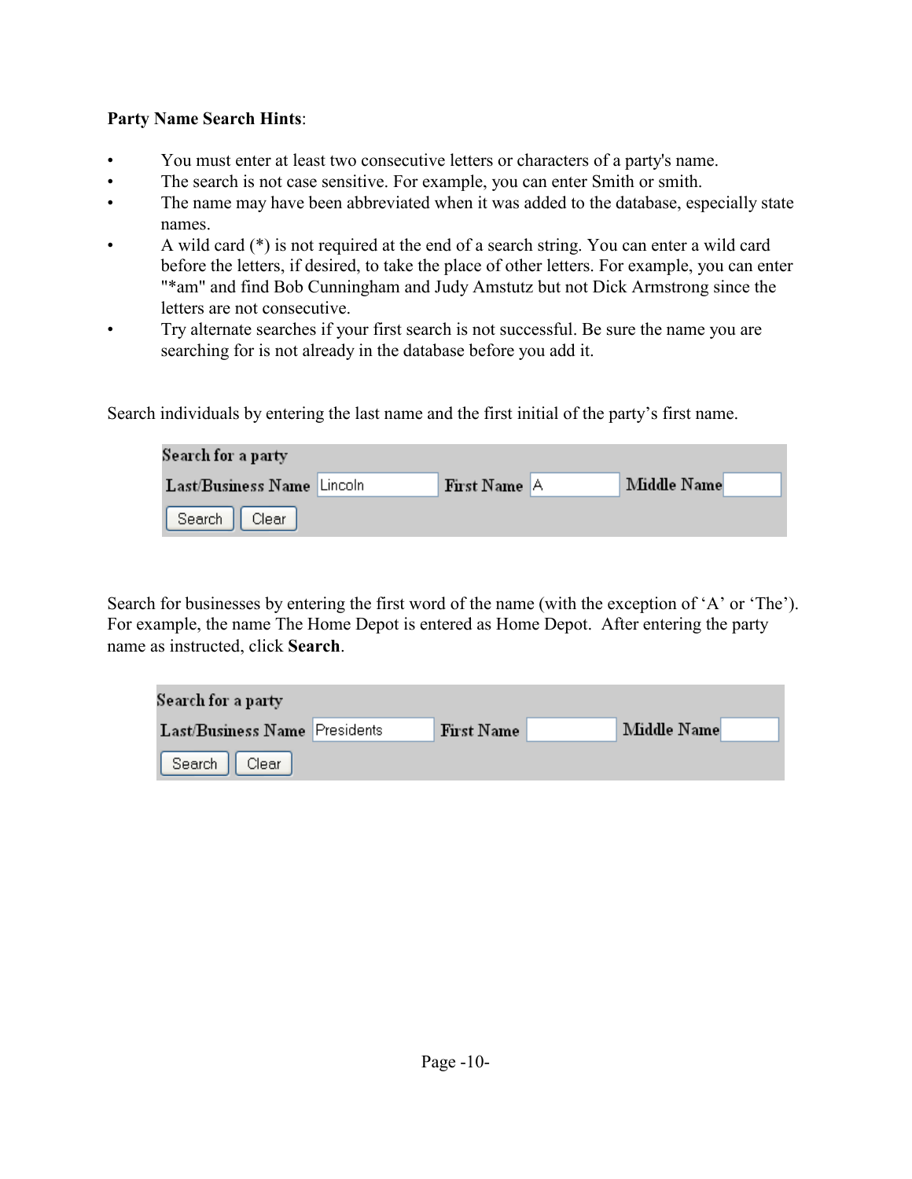**Party Name Search Hints**:

- You must enter at least two consecutive letters or characters of a party's name.
- The search is not case sensitive. For example, you can enter Smith or smith.
- The name may have been abbreviated when it was added to the database, especially state names.
- A wild card (*) is not required at the end of a search string. You can enter a wild card before the letters, if desired, to take the place of other letters. For example, you can enter "*am" and find Bob Cunningham and Judy Amstutz but not Dick Armstrong since the letters are not consecutive.
- Try alternate searches if your first search is not successful. Be sure the name you are searching for is not already in the database before you add it.

Search individuals by entering the last name and the first initial of the party's first name.

| Search for a party | | | | | |
|---|---|---|---|---|---|
| Last/Business Name | Lincoln | First Name | A | Middle Name | |
| Search | Clear | | | | |

Search for businesses by entering the first word of the name (with the exception of 'A' or 'The'). For example, the name The Home Depot is entered as Home Depot. After entering the party name as instructed, click **Search**.

| Search for a party | | | | | |
|---|---|---|---|---|---|
| Last/Business Name | Presidents | First Name | | Middle Name | |
| Search | Clear | | | | |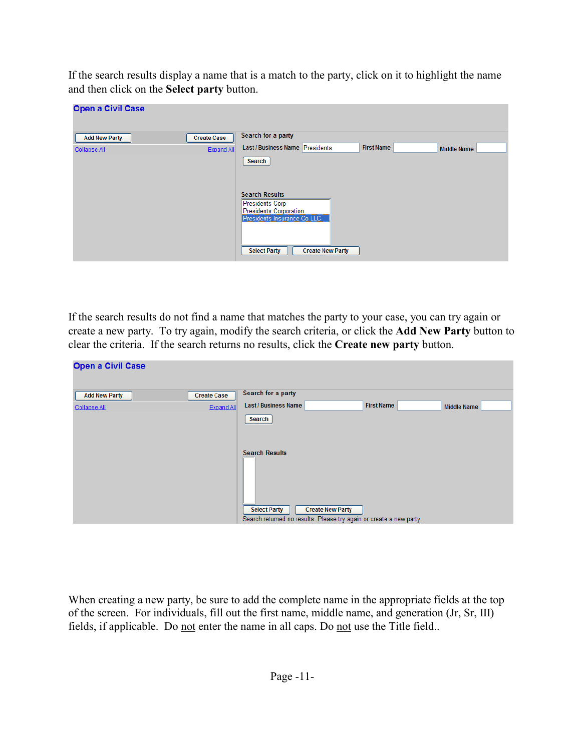If the search results display a name that is a match to the party, click on it to highlight the name and then click on the **Select party** button.

If the search results do not find a name that matches the party to your case, you can try again or create a new party. To try again, modify the search criteria, or click the **Add New Party** button to clear the criteria. If the search returns no results, click the **Create new party** button.

When creating a new party, be sure to add the complete name in the appropriate fields at the top of the screen. For individuals, fill out the first name, middle name, and generation (Jr, Sr, III) fields, if applicable. Do <u>not</u> enter the name in all caps. Do <u>not</u> use the Title field..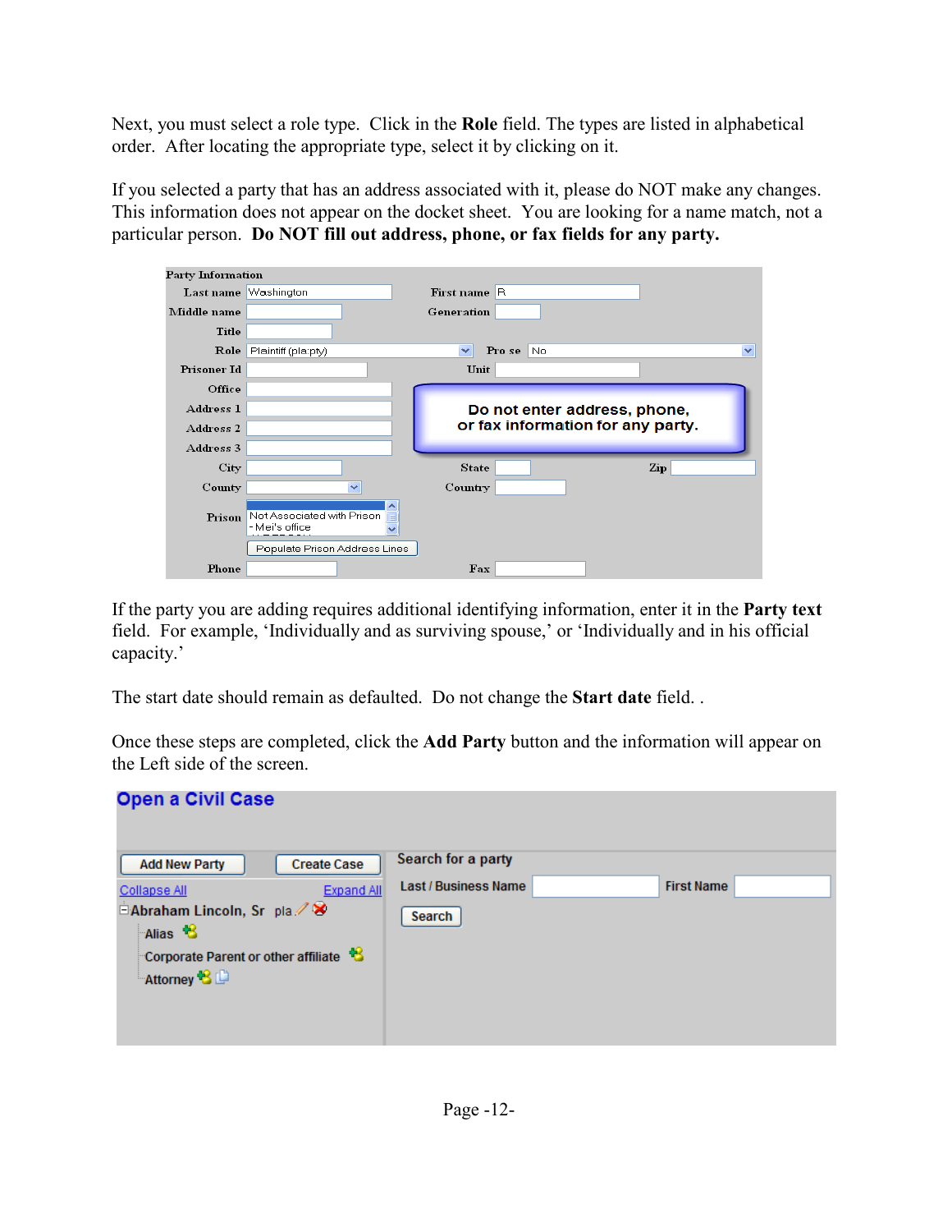Next, you must select a role type. Click in the **Role** field. The types are listed in alphabetical order. After locating the appropriate type, select it by clicking on it.

If you selected a party that has an address associated with it, please do NOT make any changes. This information does not appear on the docket sheet. You are looking for a name match, not a particular person. **Do NOT fill out address, phone, or fax fields for any party.**

If the party you are adding requires additional identifying information, enter it in the **Party text** field. For example, 'Individually and as surviving spouse,' or 'Individually and in his official capacity.'

The start date should remain as defaulted. Do not change the **Start date** field. .

Once these steps are completed, click the **Add Party** button and the information will appear on the Left side of the screen.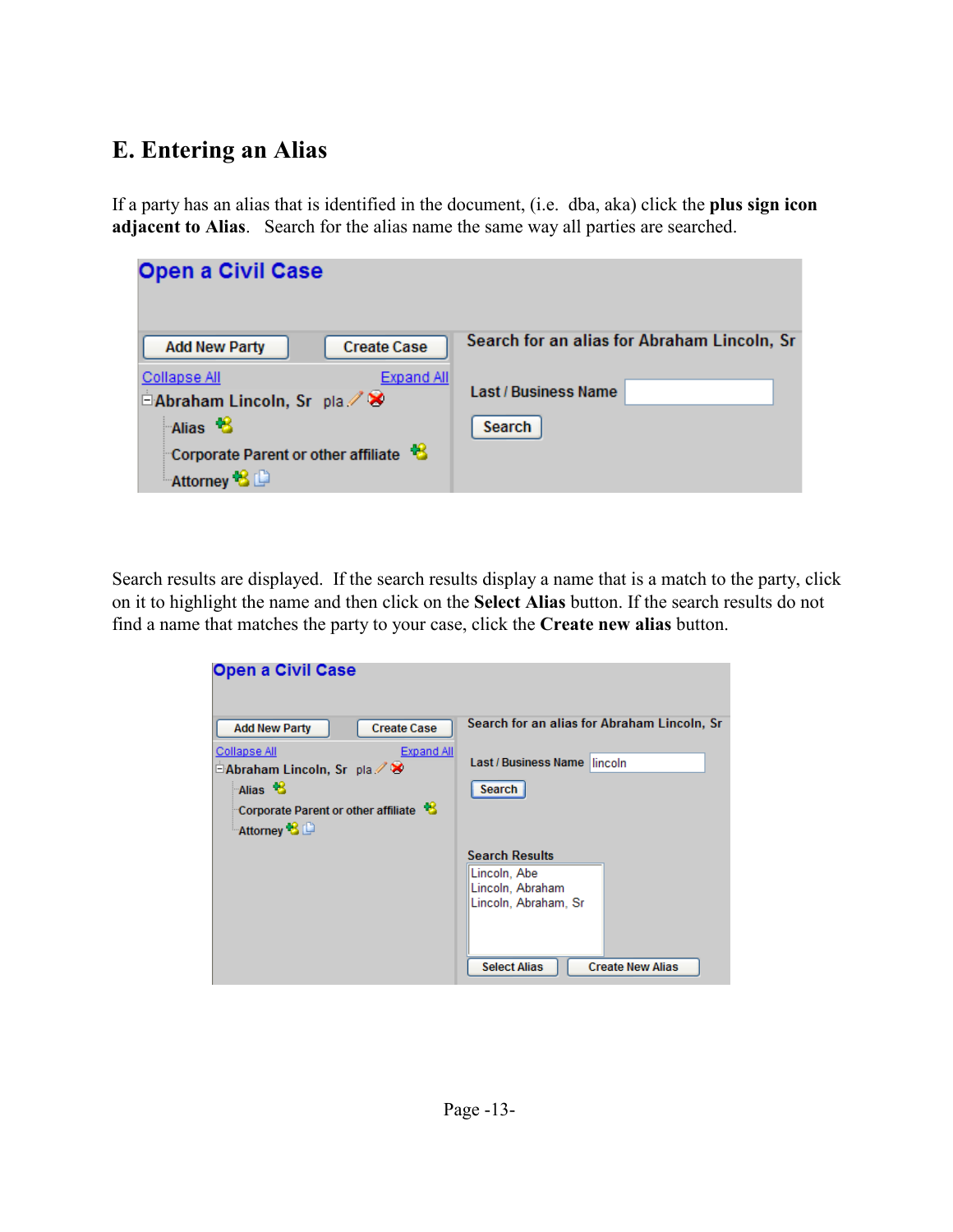# E. Entering an Alias

If a party has an alias that is identified in the document, (i.e. dba, aka) click the **plus sign icon adjacent to Alias**. Search for the alias name the same way all parties are searched.

Search results are displayed. If the search results display a name that is a match to the party, click on it to highlight the name and then click on the **Select Alias** button. If the search results do not find a name that matches the party to your case, click the **Create new alias** button.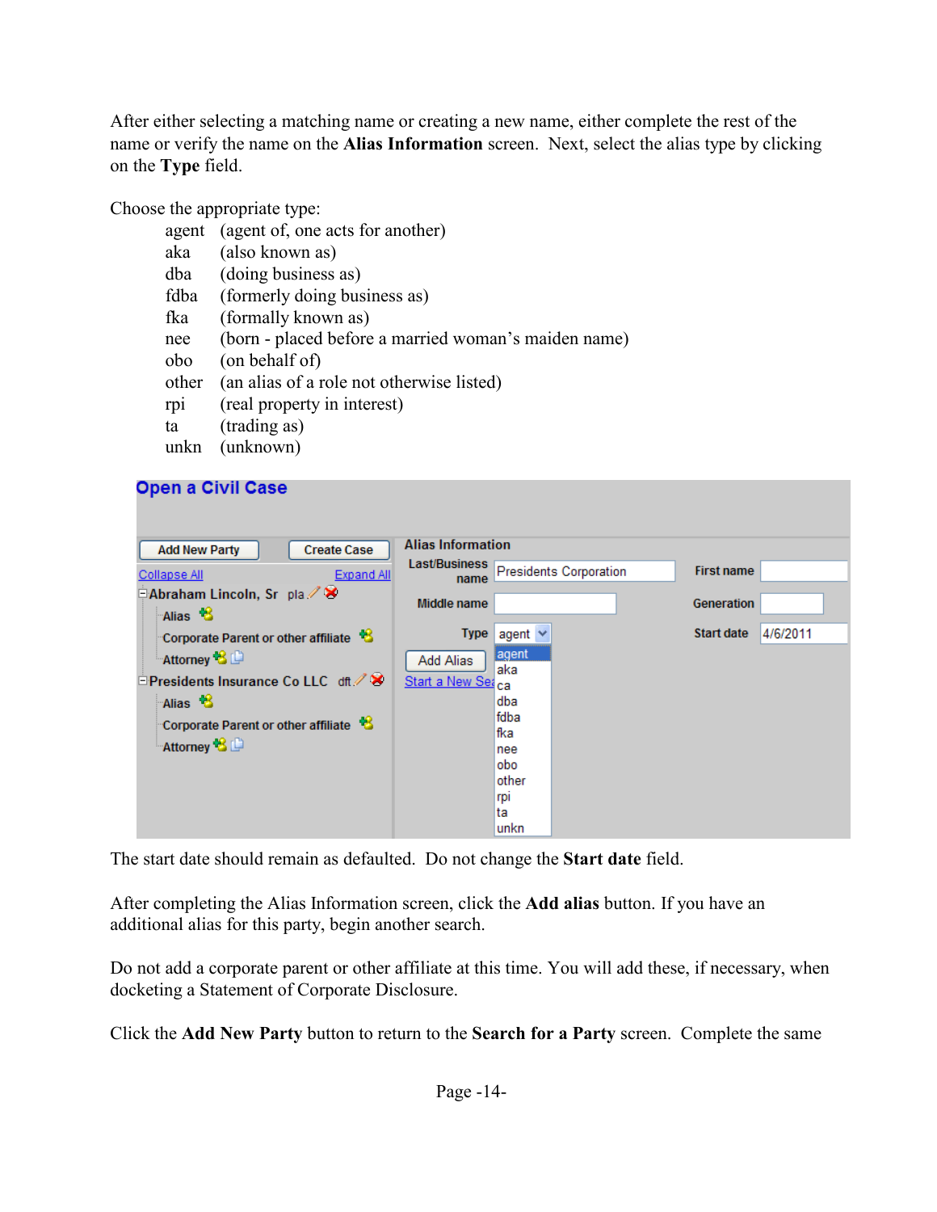After either selecting a matching name or creating a new name, either complete the rest of the name or verify the name on the **Alias Information** screen. Next, select the alias type by clicking on the **Type** field.

Choose the appropriate type:

| | |
|---|---|
| agent | (agent of, one acts for another) |
| aka | (also known as) |
| dba | (doing business as) |
| fdba | (formerly doing business as) |
| fka | (formally known as) |
| nee | (born - placed before a married woman's maiden name) |
| obo | (on behalf of) |
| other | (an alias of a role not otherwise listed) |
| rpi | (real property in interest) |
| ta | (trading as) |
| unkn | (unknown) |

The start date should remain as defaulted. Do not change the **Start date** field.

After completing the Alias Information screen, click the **Add alias** button. If you have an additional alias for this party, begin another search.

Do not add a corporate parent or other affiliate at this time. You will add these, if necessary, when docketing a Statement of Corporate Disclosure.

Click the **Add New Party** button to return to the **Search for a Party** screen. Complete the same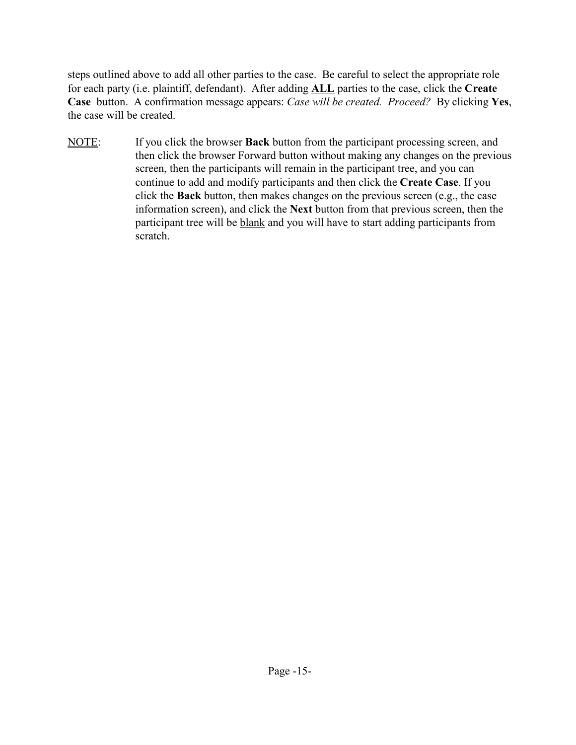steps outlined above to add all other parties to the case. Be careful to select the appropriate role for each party (i.e. plaintiff, defendant). After adding **<u>ALL</u>** parties to the case, click the **Create Case** button. A confirmation message appears: *Case will be created. Proceed?* By clicking **Yes**, the case will be created.

<u>NOTE</u>: If you click the browser **Back** button from the participant processing screen, and then click the browser Forward button without making any changes on the previous screen, then the participants will remain in the participant tree, and you can continue to add and modify participants and then click the **Create Case**. If you click the **Back** button, then makes changes on the previous screen (e.g., the case information screen), and click the **Next** button from that previous screen, then the participant tree will be <u>blank</u> and you will have to start adding participants from scratch.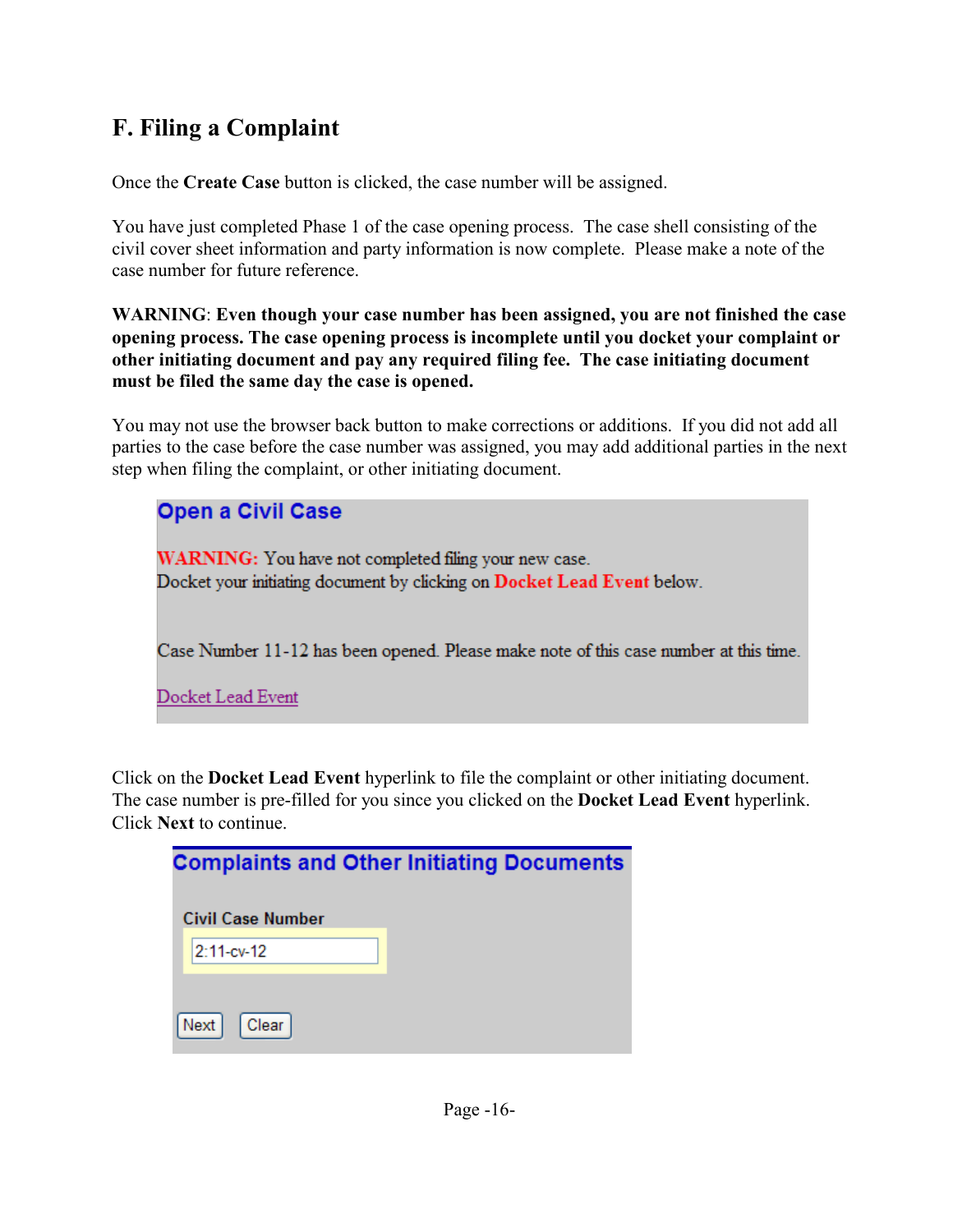## F. Filing a Complaint

Once the **Create Case** button is clicked, the case number will be assigned.

You have just completed Phase 1 of the case opening process. The case shell consisting of the civil cover sheet information and party information is now complete. Please make a note of the case number for future reference.

**WARNING**: **Even though your case number has been assigned, you are not finished the case opening process. The case opening process is incomplete until you docket your complaint or other initiating document and pay any required filing fee. The case initiating document must be filed the same day the case is opened.**

You may not use the browser back button to make corrections or additions. If you did not add all parties to the case before the case number was assigned, you may add additional parties in the next step when filing the complaint, or other initiating document.

**Open a Civil Case**

WARNING: You have not completed filing your new case.
Docket your initiating document by clicking on **Docket Lead Event** below.

Case Number 11-12 has been opened. Please make note of this case number at this time.

Docket Lead Event

Click on the **Docket Lead Event** hyperlink to file the complaint or other initiating document. The case number is pre-filled for you since you clicked on the **Docket Lead Event** hyperlink. Click **Next** to continue.

**Complaints and Other Initiating Documents**

Civil Case Number

2:11-cv-12

Next Clear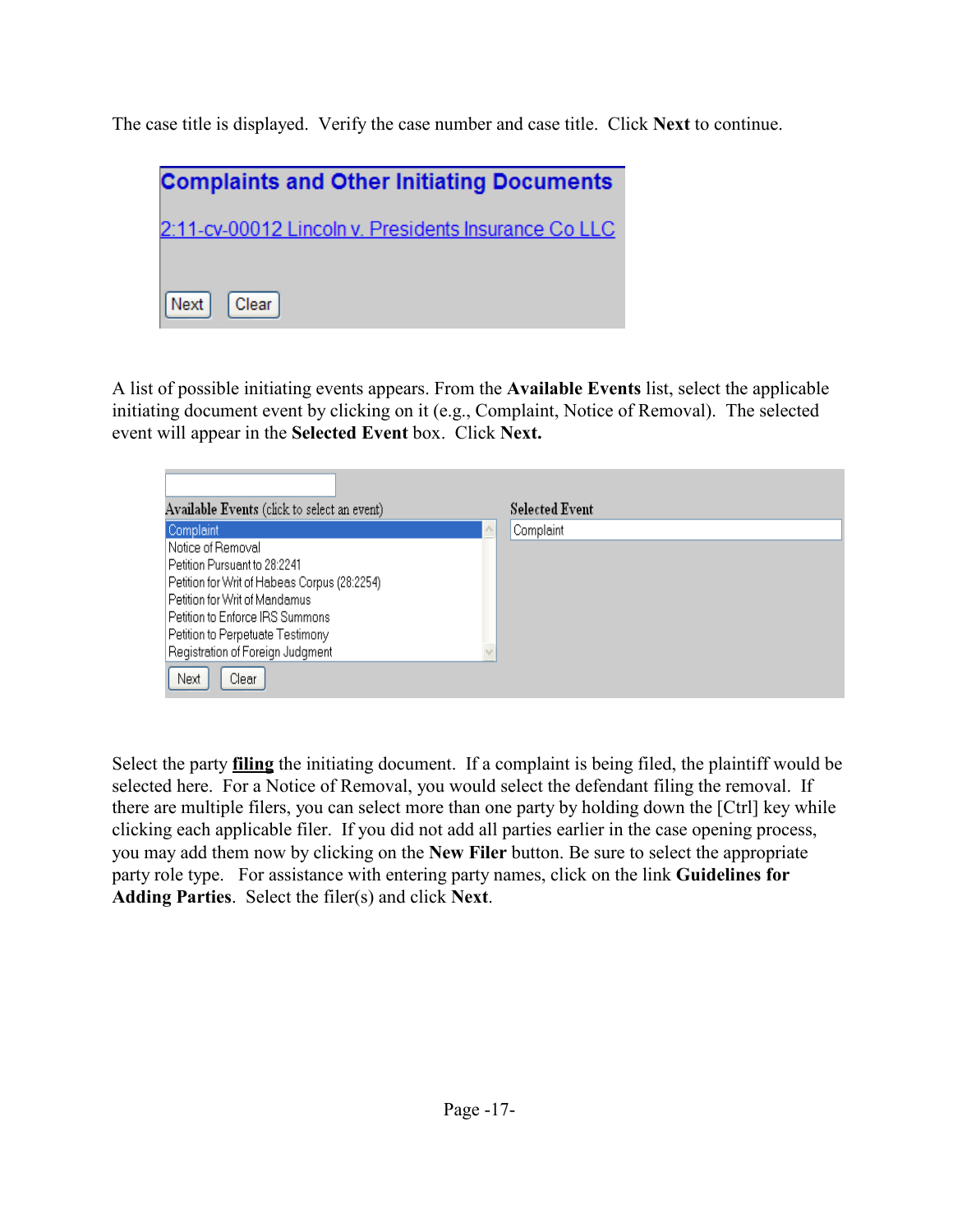The case title is displayed. Verify the case number and case title. Click **Next** to continue.

**Complaints and Other Initiating Documents**

2:11-cv-00012 Lincoln v. Presidents Insurance Co LLC

Next Clear

A list of possible initiating events appears. From the **Available Events** list, select the applicable initiating document event by clicking on it (e.g., Complaint, Notice of Removal). The selected event will appear in the **Selected Event** box. Click **Next.**

**Available Events** (click to select an event)

- Complaint
- Notice of Removal
- Petition Pursuant to 28:2241
- Petition for Writ of Habeas Corpus (28:2254)
- Petition for Writ of Mandamus
- Petition to Enforce IRS Summons
- Petition to Perpetuate Testimony
- Registration of Foreign Judgment

**Selected Event**

Complaint

Next Clear

Select the party **filing** the initiating document. If a complaint is being filed, the plaintiff would be selected here. For a Notice of Removal, you would select the defendant filing the removal. If there are multiple filers, you can select more than one party by holding down the [Ctrl] key while clicking each applicable filer. If you did not add all parties earlier in the case opening process, you may add them now by clicking on the **New Filer** button. Be sure to select the appropriate party role type. For assistance with entering party names, click on the link **Guidelines for Adding Parties**. Select the filer(s) and click **Next**.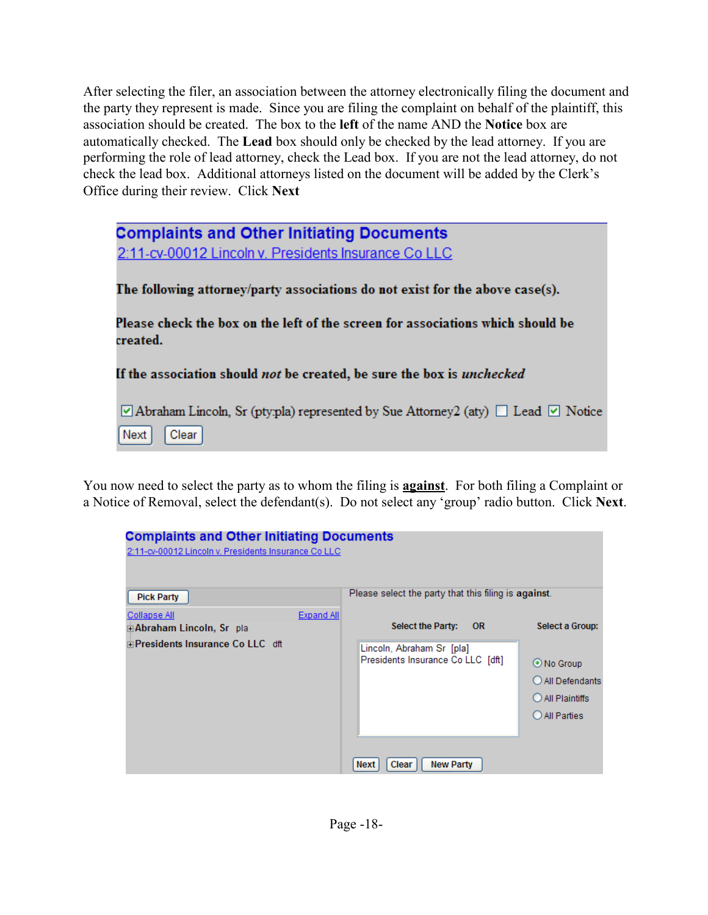After selecting the filer, an association between the attorney electronically filing the document and the party they represent is made. Since you are filing the complaint on behalf of the plaintiff, this association should be created. The box to the **left** of the name AND the **Notice** box are automatically checked. The **Lead** box should only be checked by the lead attorney. If you are performing the role of lead attorney, check the Lead box. If you are not the lead attorney, do not check the lead box. Additional attorneys listed on the document will be added by the Clerk's Office during their review. Click **Next**

**Complaints and Other Initiating Documents**
2:11-cv-00012 Lincoln v. Presidents Insurance Co LLC

**The following attorney/party associations do not exist for the above case(s).**

**Please check the box on the left of the screen for associations which should be created.**

**If the association should *not* be created, be sure the box is *unchecked***

☑ Abraham Lincoln, Sr (pty:pla) represented by Sue Attorney2 (aty) ☐ Lead ☑ Notice

Next | Clear

You now need to select the party as to whom the filing is **against**. For both filing a Complaint or a Notice of Removal, select the defendant(s). Do not select any 'group' radio button. Click **Next**.

**Complaints and Other Initiating Documents**
2:11-cv-00012 Lincoln v. Presidents Insurance Co LLC

Pick Party

Collapse All | Expand All

⊞ **Abraham Lincoln, Sr** pla
⊞ **Presidents Insurance Co LLC** dft

Please select the party that this filing is **against**.

Select the Party: OR Select a Group:

Lincoln, Abraham Sr [pla]
Presidents Insurance Co LLC [dft]

◉ No Group
○ All Defendants
○ All Plaintiffs
○ All Parties

Next | Clear | New Party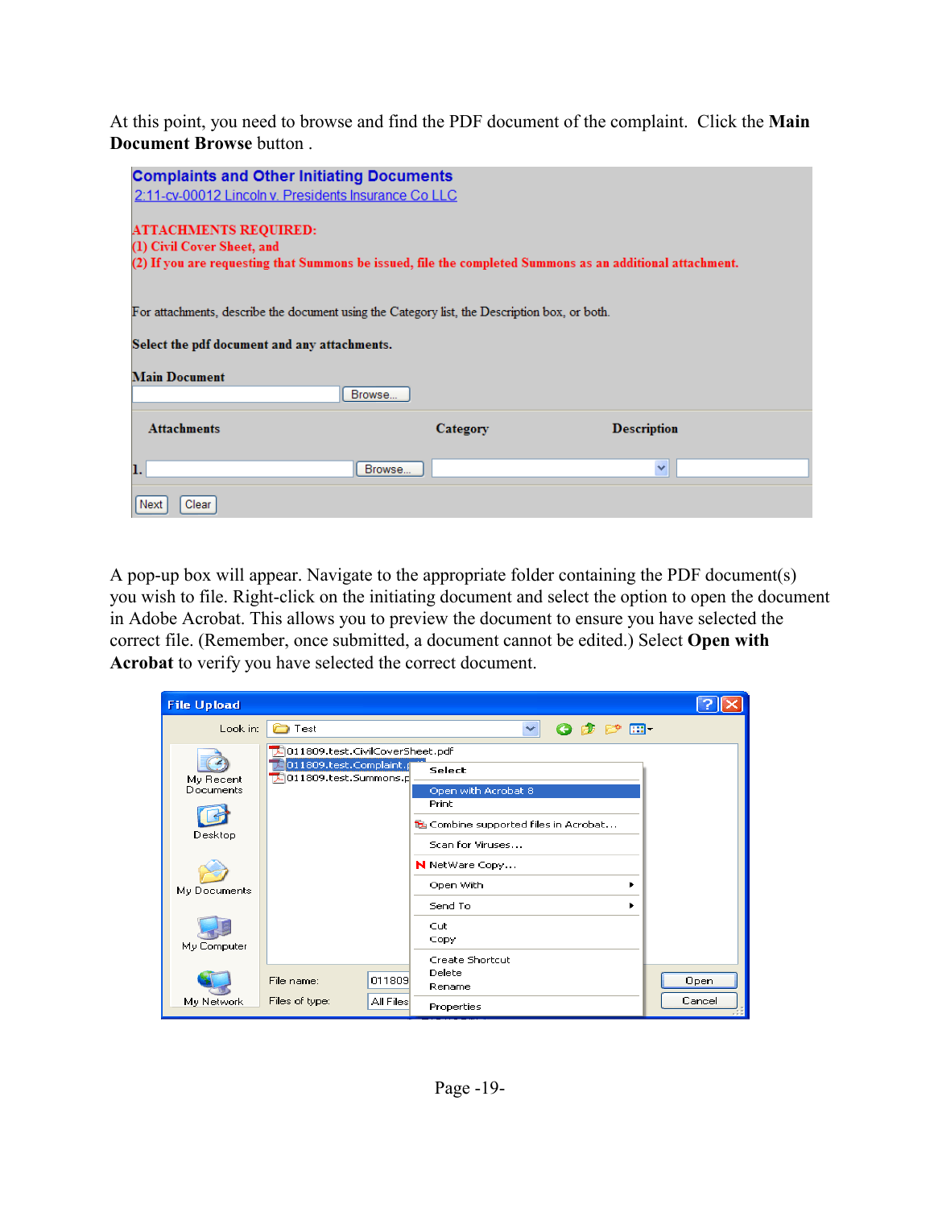At this point, you need to browse and find the PDF document of the complaint. Click the **Main Document Browse** button .

**Complaints and Other Initiating Documents**
2:11-cv-00012 Lincoln v. Presidents Insurance Co LLC

**ATTACHMENTS REQUIRED:**
**(1) Civil Cover Sheet, and**
**(2) If you are requesting that Summons be issued, file the completed Summons as an additional attachment.**

For attachments, describe the document using the Category list, the Description box, or both.

**Select the pdf document and any attachments.**

**Main Document**
Browse...

| Attachments | | Category | Description |
|---|---|---|---|
| 1. | Browse... | | |

Next Clear

A pop-up box will appear. Navigate to the appropriate folder containing the PDF document(s) you wish to file. Right-click on the initiating document and select the option to open the document in Adobe Acrobat. This allows you to preview the document to ensure you have selected the correct file. (Remember, once submitted, a document cannot be edited.) Select **Open with Acrobat** to verify you have selected the correct document.

File Upload

Look in: Test

011809.test.CivilCoverSheet.pdf
011809.test.Complaint.pdf
011809.test.Summons.pdf

Select
Open with Acrobat 8
Print
Combine supported files in Acrobat...
Scan for Viruses...
NetWare Copy...
Open With
Send To
Cut
Copy
Create Shortcut
Delete
Rename
Properties

My Recent Documents
Desktop
My Documents
My Computer
My Network

File name: 011809
Files of type: All Files

Open
Cancel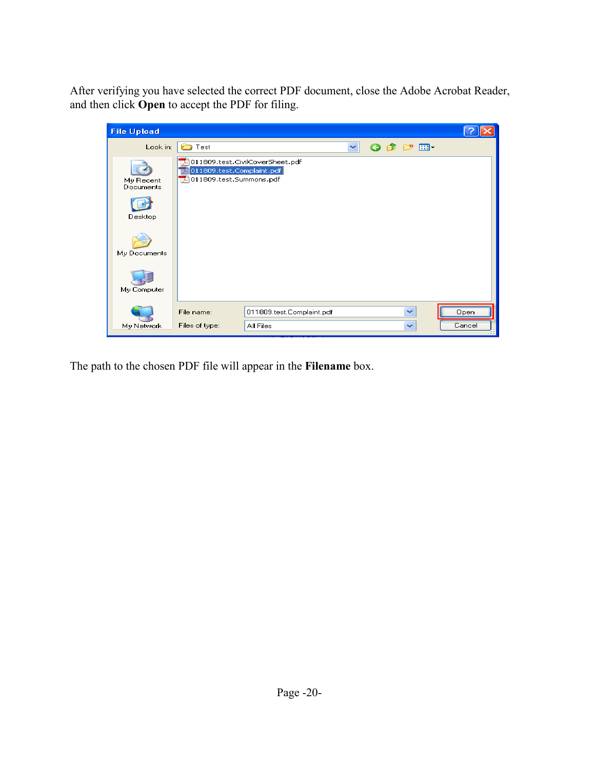After verifying you have selected the correct PDF document, close the Adobe Acrobat Reader, and then click **Open** to accept the PDF for filing.

The path to the chosen PDF file will appear in the **Filename** box.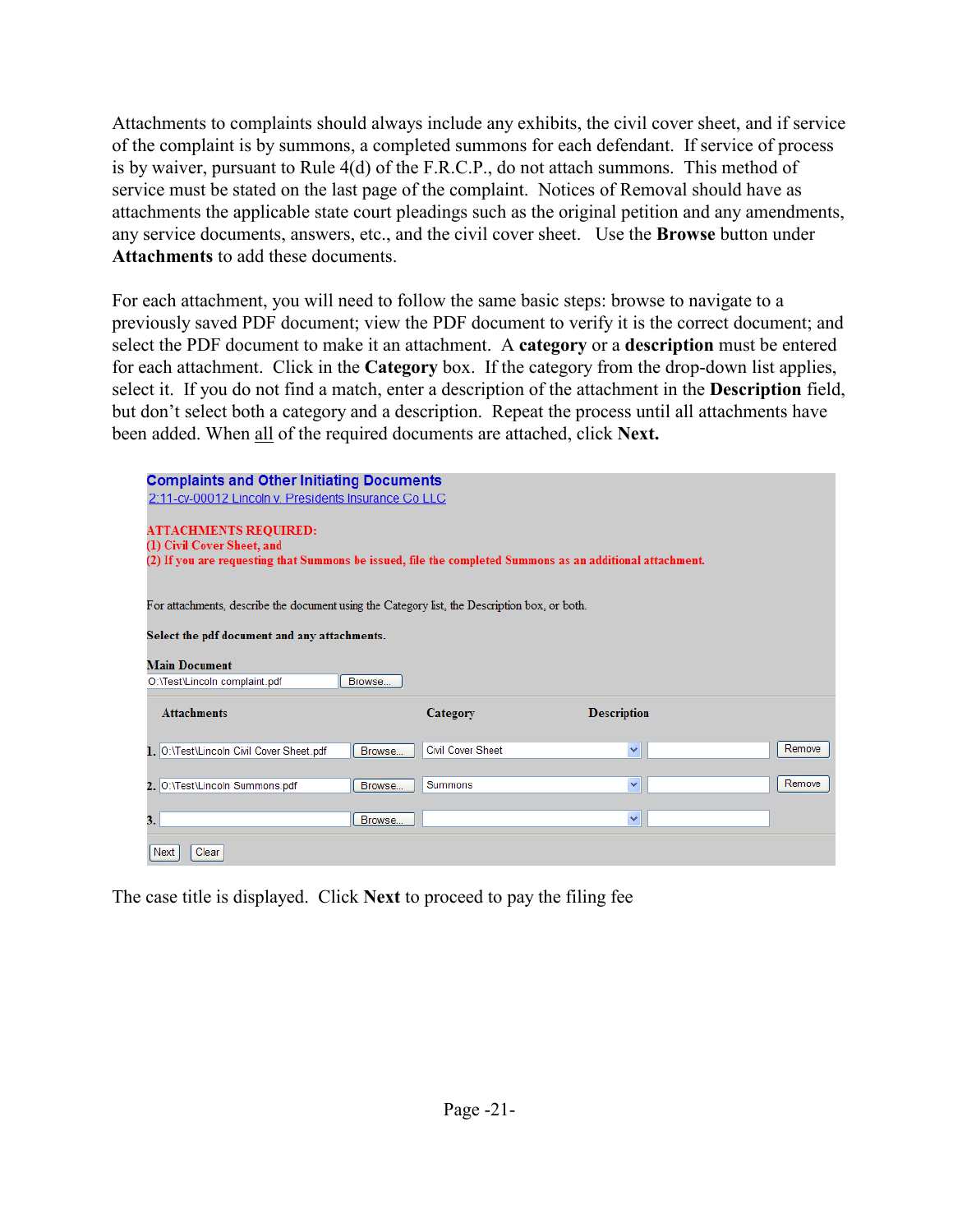Attachments to complaints should always include any exhibits, the civil cover sheet, and if service of the complaint is by summons, a completed summons for each defendant. If service of process is by waiver, pursuant to Rule 4(d) of the F.R.C.P., do not attach summons. This method of service must be stated on the last page of the complaint. Notices of Removal should have as attachments the applicable state court pleadings such as the original petition and any amendments, any service documents, answers, etc., and the civil cover sheet. Use the **Browse** button under **Attachments** to add these documents.

For each attachment, you will need to follow the same basic steps: browse to navigate to a previously saved PDF document; view the PDF document to verify it is the correct document; and select the PDF document to make it an attachment. A **category** or a **description** must be entered for each attachment. Click in the **Category** box. If the category from the drop-down list applies, select it. If you do not find a match, enter a description of the attachment in the **Description** field, but don't select both a category and a description. Repeat the process until all attachments have been added. When all of the required documents are attached, click **Next.**

**Complaints and Other Initiating Documents**
2:11-cv-00012 Lincoln v. Presidents Insurance Co LLC

**ATTACHMENTS REQUIRED:**
**(1) Civil Cover Sheet, and**
**(2) If you are requesting that Summons be issued, file the completed Summons as an additional attachment.**

For attachments, describe the document using the Category list, the Description box, or both.

**Select the pdf document and any attachments.**

**Main Document**
O:\Test\Lincoln complaint.pdf [Browse...]

| | Attachments | | Category | Description | |
|---|---|---|---|---|---|
| 1. | O:\Test\Lincoln Civil Cover Sheet.pdf | Browse... | Civil Cover Sheet | | Remove |
| 2. | O:\Test\Lincoln Summons.pdf | Browse... | Summons | | Remove |
| 3. | | Browse... | | | |

[Next] [Clear]

The case title is displayed. Click **Next** to proceed to pay the filing fee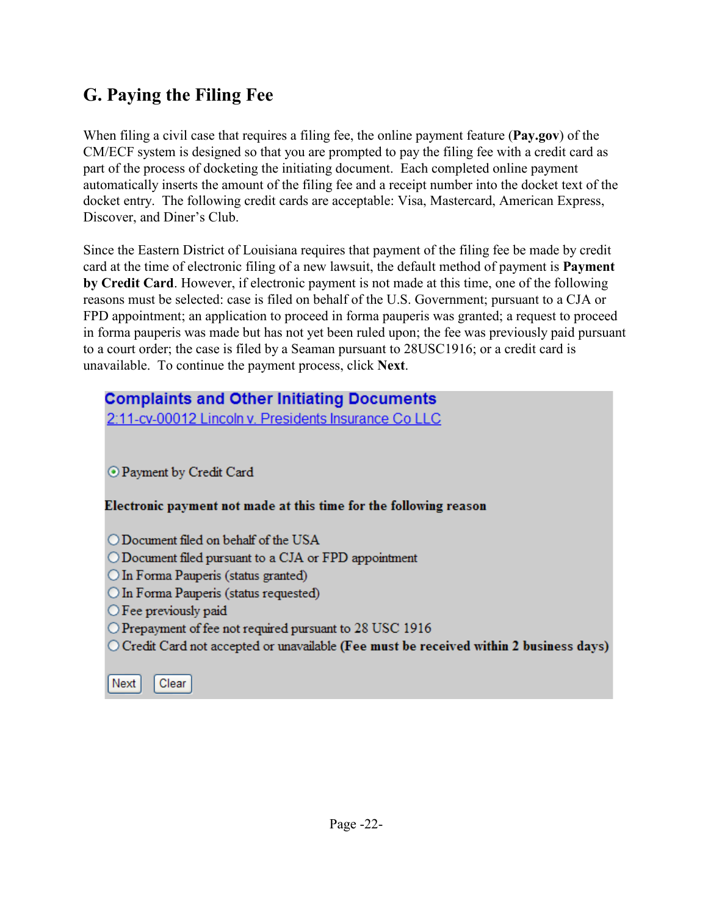## G. Paying the Filing Fee

When filing a civil case that requires a filing fee, the online payment feature (**Pay.gov**) of the CM/ECF system is designed so that you are prompted to pay the filing fee with a credit card as part of the process of docketing the initiating document. Each completed online payment automatically inserts the amount of the filing fee and a receipt number into the docket text of the docket entry. The following credit cards are acceptable: Visa, Mastercard, American Express, Discover, and Diner's Club.

Since the Eastern District of Louisiana requires that payment of the filing fee be made by credit card at the time of electronic filing of a new lawsuit, the default method of payment is **Payment by Credit Card**. However, if electronic payment is not made at this time, one of the following reasons must be selected: case is filed on behalf of the U.S. Government; pursuant to a CJA or FPD appointment; an application to proceed in forma pauperis was granted; a request to proceed in forma pauperis was made but has not yet been ruled upon; the fee was previously paid pursuant to a court order; the case is filed by a Seaman pursuant to 28USC1916; or a credit card is unavailable. To continue the payment process, click **Next**.

**Complaints and Other Initiating Documents**
2:11-cv-00012 Lincoln v. Presidents Insurance Co LLC

◉ Payment by Credit Card

**Electronic payment not made at this time for the following reason**

○ Document filed on behalf of the USA
○ Document filed pursuant to a CJA or FPD appointment
○ In Forma Pauperis (status granted)
○ In Forma Pauperis (status requested)
○ Fee previously paid
○ Prepayment of fee not required pursuant to 28 USC 1916
○ Credit Card not accepted or unavailable **(Fee must be received within 2 business days)**

[Next] [Clear]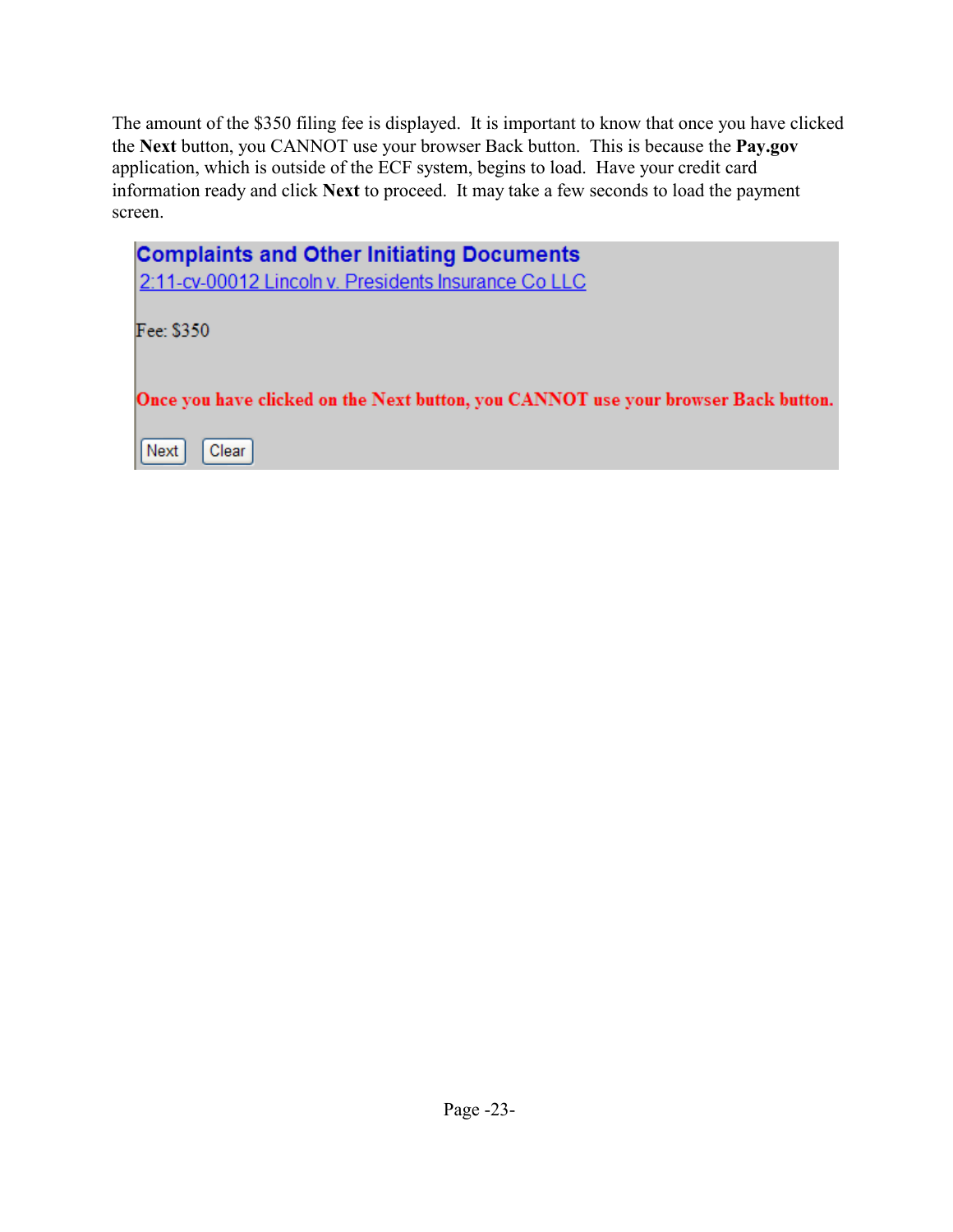The amount of the $350 filing fee is displayed. It is important to know that once you have clicked the **Next** button, you CANNOT use your browser Back button. This is because the **Pay.gov** application, which is outside of the ECF system, begins to load. Have your credit card information ready and click **Next** to proceed. It may take a few seconds to load the payment screen.

**Complaints and Other Initiating Documents**

2:11-cv-00012 Lincoln v. Presidents Insurance Co LLC

Fee: $350

**Once you have clicked on the Next button, you CANNOT use your browser Back button.**

Next Clear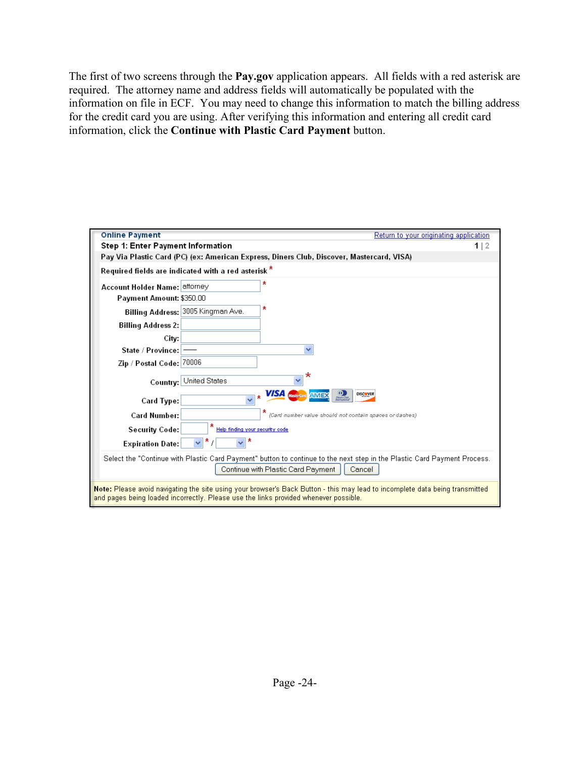The first of two screens through the **Pay.gov** application appears. All fields with a red asterisk are required. The attorney name and address fields will automatically be populated with the information on file in ECF. You may need to change this information to match the billing address for the credit card you are using. After verifying this information and entering all credit card information, click the **Continue with Plastic Card Payment** button.

**Online Payment** — Return to your originating application

**Step 1: Enter Payment Information** — 1 | 2

**Pay Via Plastic Card (PC) (ex: American Express, Diners Club, Discover, Mastercard, VISA)**

Required fields are indicated with a red asterisk *

| Field | Value |
|---|---|
| Account Holder Name: | attorney * |
| Payment Amount: | $350.00 |
| Billing Address: | 3005 Kingman Ave. * |
| Billing Address 2: | |
| City: | |
| State / Province: | —— |
| Zip / Postal Code: | 70006 |
| Country: | United States * |
| Card Type: | * VISA, MasterCard, AMEX, Diners Club, DISCOVER |
| Card Number: | * (Card number value should not contain spaces or dashes) |
| Security Code: | * Help finding your security code |
| Expiration Date: | * / * |

Select the "Continue with Plastic Card Payment" button to continue to the next step in the Plastic Card Payment Process.

[Continue with Plastic Card Payment] [Cancel]

**Note:** Please avoid navigating the site using your browser's Back Button - this may lead to incomplete data being transmitted and pages being loaded incorrectly. Please use the links provided whenever possible.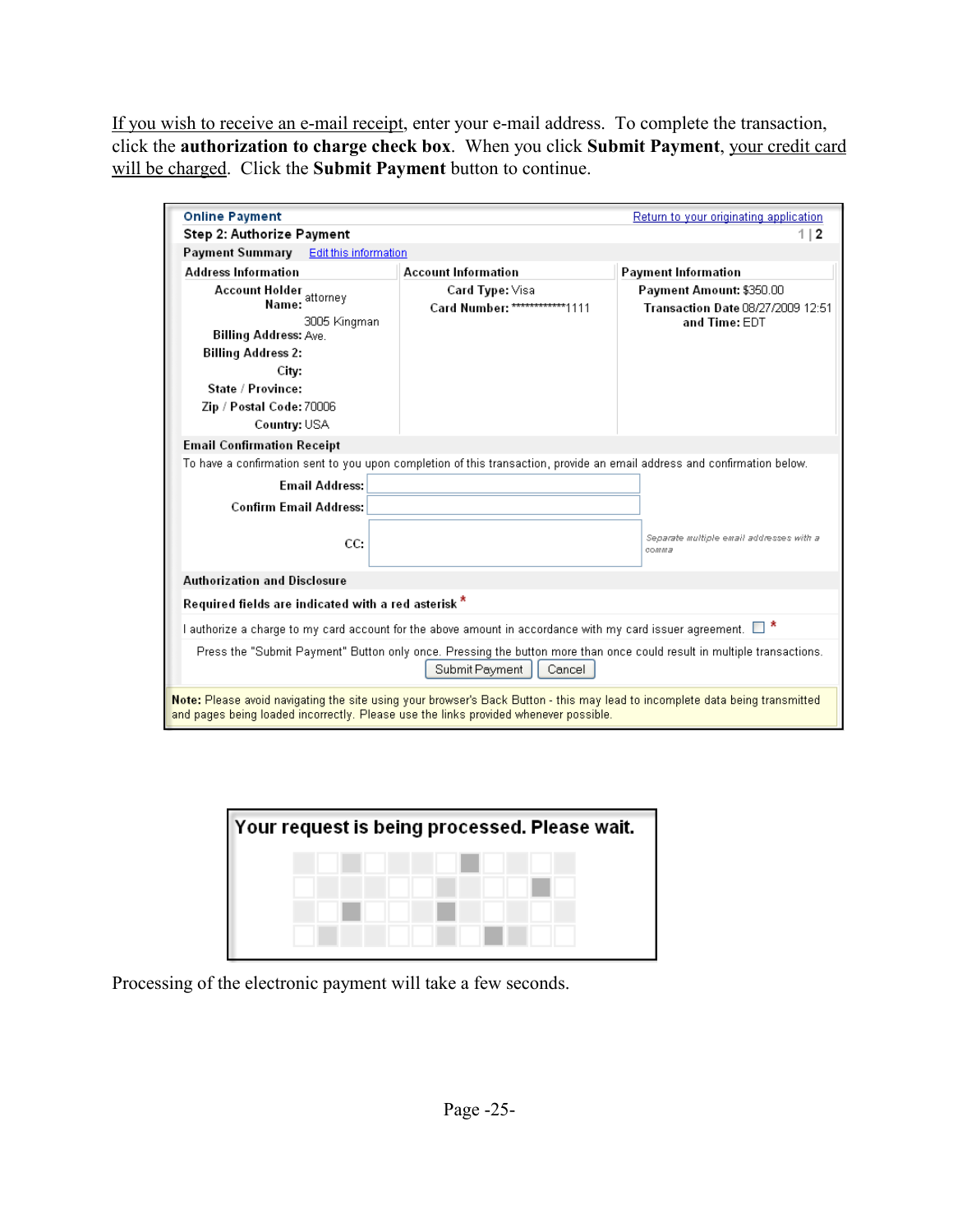If you wish to receive an e-mail receipt, enter your e-mail address. To complete the transaction, click the **authorization to charge check box**. When you click **Submit Payment**, your credit card will be charged. Click the **Submit Payment** button to continue.

**Online Payment** — Return to your originating application

**Step 2: Authorize Payment** — 1 | 2

**Payment Summary** — Edit this information

| Address Information | | Account Information | | Payment Information | |
|---|---|---|---|---|---|
| Account Holder Name: | attorney | Card Type: | Visa | Payment Amount: | $350.00 |
| Billing Address: | 3005 Kingman Ave. | Card Number: | \*\*\*\*\*\*\*\*\*\*\*\*1111 | Transaction Date and Time: | 08/27/2009 12:51 EDT |
| Billing Address 2: | | | | | |
| City: | | | | | |
| State / Province: | | | | | |
| Zip / Postal Code: | 70006 | | | | |
| Country: | USA | | | | |

**Email Confirmation Receipt**

To have a confirmation sent to you upon completion of this transaction, provide an email address and confirmation below.

Email Address:

Confirm Email Address:

CC: — *Separate multiple email addresses with a comma*

**Authorization and Disclosure**

**Required fields are indicated with a red asterisk** *

I authorize a charge to my card account for the above amount in accordance with my card issuer agreement. ☐ *

Press the "Submit Payment" Button only once. Pressing the button more than once could result in multiple transactions.

[Submit Payment] [Cancel]

**Note:** Please avoid navigating the site using your browser's Back Button - this may lead to incomplete data being transmitted and pages being loaded incorrectly. Please use the links provided whenever possible.

**Your request is being processed. Please wait.**

Processing of the electronic payment will take a few seconds.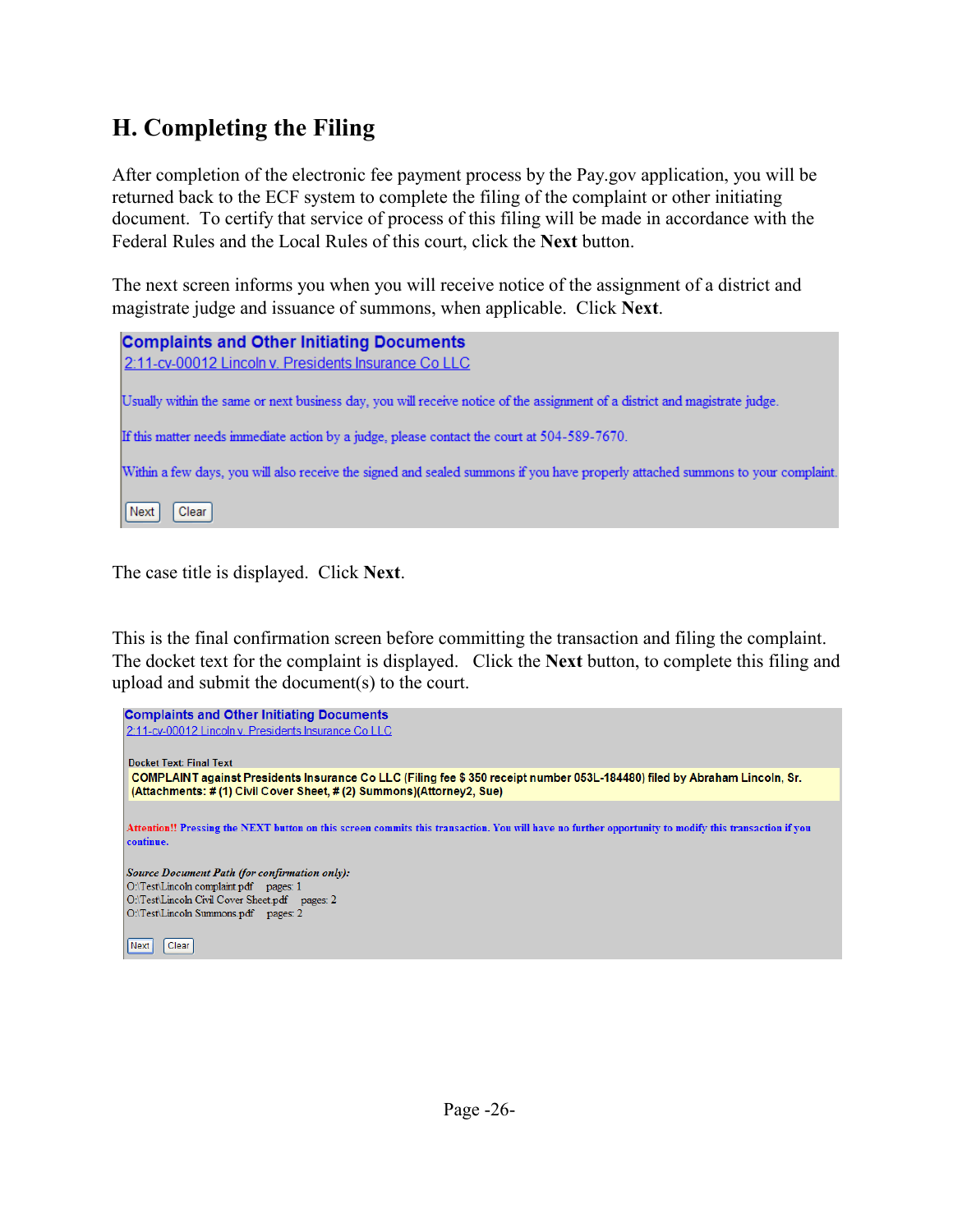## H. Completing the Filing

After completion of the electronic fee payment process by the Pay.gov application, you will be returned back to the ECF system to complete the filing of the complaint or other initiating document. To certify that service of process of this filing will be made in accordance with the Federal Rules and the Local Rules of this court, click the **Next** button.

The next screen informs you when you will receive notice of the assignment of a district and magistrate judge and issuance of summons, when applicable. Click **Next**.

**Complaints and Other Initiating Documents**
2:11-cv-00012 Lincoln v. Presidents Insurance Co LLC

Usually within the same or next business day, you will receive notice of the assignment of a district and magistrate judge.

If this matter needs immediate action by a judge, please contact the court at 504-589-7670.

Within a few days, you will also receive the signed and sealed summons if you have properly attached summons to your complaint.

[Next] [Clear]

The case title is displayed. Click **Next**.

This is the final confirmation screen before committing the transaction and filing the complaint. The docket text for the complaint is displayed. Click the **Next** button, to complete this filing and upload and submit the document(s) to the court.

**Complaints and Other Initiating Documents**
2:11-cv-00012 Lincoln v. Presidents Insurance Co LLC

Docket Text: Final Text
**COMPLAINT against Presidents Insurance Co LLC (Filing fee $ 350 receipt number 053L-184480) filed by Abraham Lincoln, Sr. (Attachments: # (1) Civil Cover Sheet, # (2) Summons)(Attorney2, Sue)**

**Attention!! Pressing the NEXT button on this screen commits this transaction. You will have no further opportunity to modify this transaction if you continue.**

*Source Document Path (for confirmation only):*
O:\Test\Lincoln complaint.pdf pages: 1
O:\Test\Lincoln Civil Cover Sheet.pdf pages: 2
O:\Test\Lincoln Summons.pdf pages: 2

[Next] [Clear]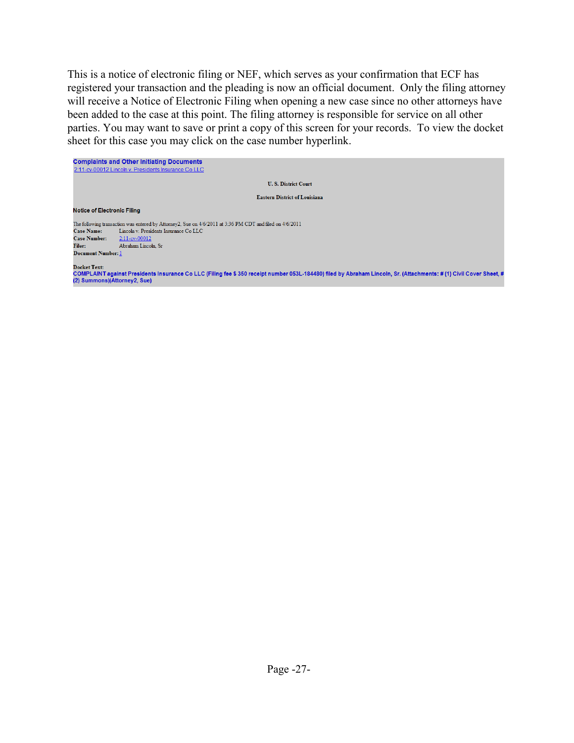This is a notice of electronic filing or NEF, which serves as your confirmation that ECF has registered your transaction and the pleading is now an official document. Only the filing attorney will receive a Notice of Electronic Filing when opening a new case since no other attorneys have been added to the case at this point. The filing attorney is responsible for service on all other parties. You may want to save or print a copy of this screen for your records. To view the docket sheet for this case you may click on the case number hyperlink.

**Complaints and Other Initiating Documents**
2:11-cv-00012 Lincoln v. Presidents Insurance Co LLC

**U. S. District Court**

**Eastern District of Louisiana**

**Notice of Electronic Filing**

The following transaction was entered by Attorney2, Sue on 4/6/2011 at 3:36 PM CDT and filed on 4/6/2011

**Case Name:** Lincoln v. Presidents Insurance Co LLC
**Case Number:** 2:11-cv-00012
**Filer:** Abraham Lincoln, Sr
**Document Number:** 1

**Docket Text:**
**COMPLAINT against Presidents Insurance Co LLC (Filing fee $ 350 receipt number 053L-184480) filed by Abraham Lincoln, Sr. (Attachments: # (1) Civil Cover Sheet, # (2) Summons)(Attorney2, Sue)**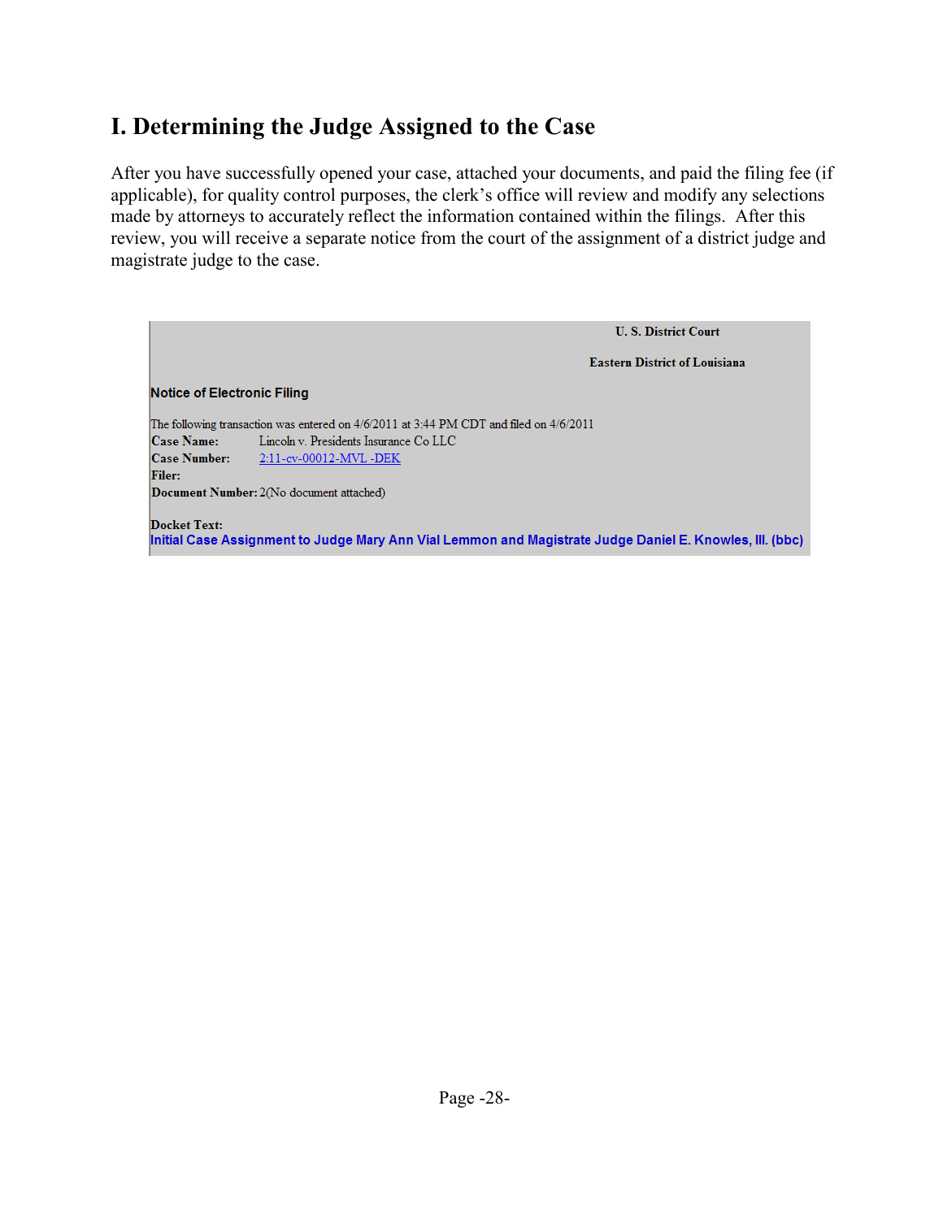# I. Determining the Judge Assigned to the Case

After you have successfully opened your case, attached your documents, and paid the filing fee (if applicable), for quality control purposes, the clerk's office will review and modify any selections made by attorneys to accurately reflect the information contained within the filings. After this review, you will receive a separate notice from the court of the assignment of a district judge and magistrate judge to the case.

**U. S. District Court**

**Eastern District of Louisiana**

**Notice of Electronic Filing**

The following transaction was entered on 4/6/2011 at 3:44 PM CDT and filed on 4/6/2011

**Case Name:** Lincoln v. Presidents Insurance Co LLC
**Case Number:** 2:11-cv-00012-MVL -DEK
**Filer:**
**Document Number:** 2(No document attached)

**Docket Text:**
**Initial Case Assignment to Judge Mary Ann Vial Lemmon and Magistrate Judge Daniel E. Knowles, III. (bbc)**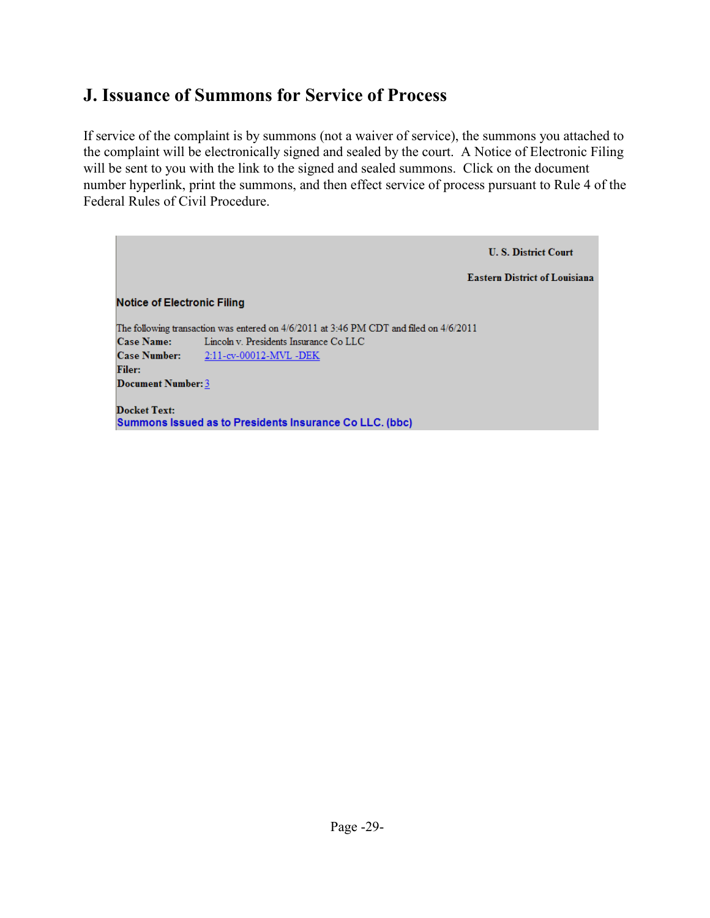## J. Issuance of Summons for Service of Process

If service of the complaint is by summons (not a waiver of service), the summons you attached to the complaint will be electronically signed and sealed by the court. A Notice of Electronic Filing will be sent to you with the link to the signed and sealed summons. Click on the document number hyperlink, print the summons, and then effect service of process pursuant to Rule 4 of the Federal Rules of Civil Procedure.

**U. S. District Court**

**Eastern District of Louisiana**

**Notice of Electronic Filing**

The following transaction was entered on 4/6/2011 at 3:46 PM CDT and filed on 4/6/2011

**Case Name:** Lincoln v. Presidents Insurance Co LLC

**Case Number:** 2:11-cv-00012-MVL -DEK

**Filer:**

**Document Number:** 3

**Docket Text:**

**Summons Issued as to Presidents Insurance Co LLC. (bbc)**